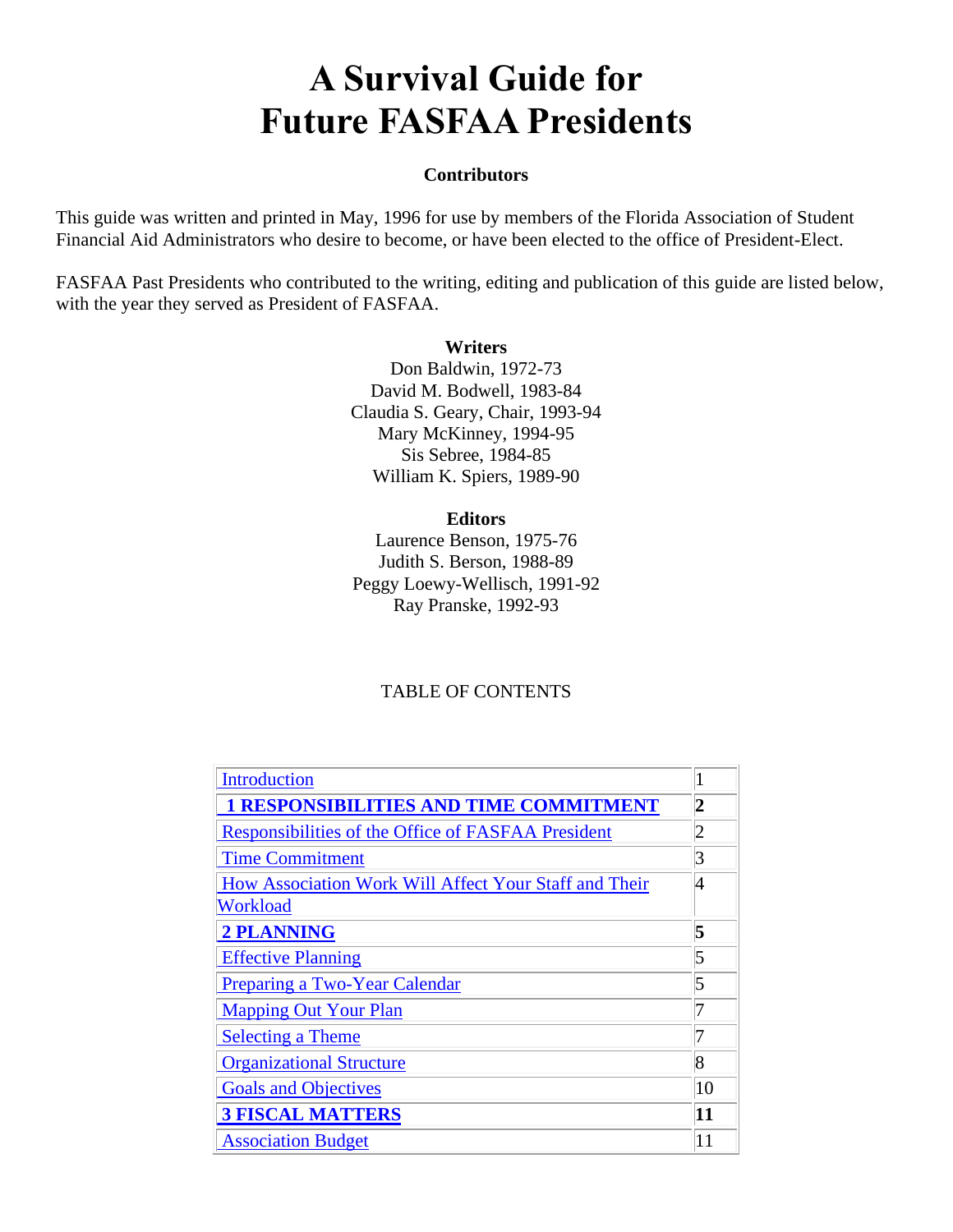# A Survival Guide for Future FASFAA Presidents

**Contributors**

This guide was written and printed in May, 1996 for use by members of the Florida Association of Student Financial Aid Administrators who desire to become, or have been elected to the office of President-Elect.

FASFAA Past Presidents who contributed to the writing, editing and publication of this guide are listed below, with the year they served as President of FASFAA.

**Writers**
Don Baldwin, 1972-73
David M. Bodwell, 1983-84
Claudia S. Geary, Chair, 1993-94
Mary McKinney, 1994-95
Sis Sebree, 1984-85
William K. Spiers, 1989-90

**Editors**
Laurence Benson, 1975-76
Judith S. Berson, 1988-89
Peggy Loewy-Wellisch, 1991-92
Ray Pranske, 1992-93

TABLE OF CONTENTS

| | |
|---|---|
| Introduction | 1 |
| **1 RESPONSIBILITIES AND TIME COMMITMENT** | **2** |
| Responsibilities of the Office of FASFAA President | 2 |
| Time Commitment | 3 |
| How Association Work Will Affect Your Staff and Their Workload | 4 |
| **2 PLANNING** | **5** |
| Effective Planning | 5 |
| Preparing a Two-Year Calendar | 5 |
| Mapping Out Your Plan | 7 |
| Selecting a Theme | 7 |
| Organizational Structure | 8 |
| Goals and Objectives | 10 |
| **3 FISCAL MATTERS** | **11** |
| Association Budget | 11 |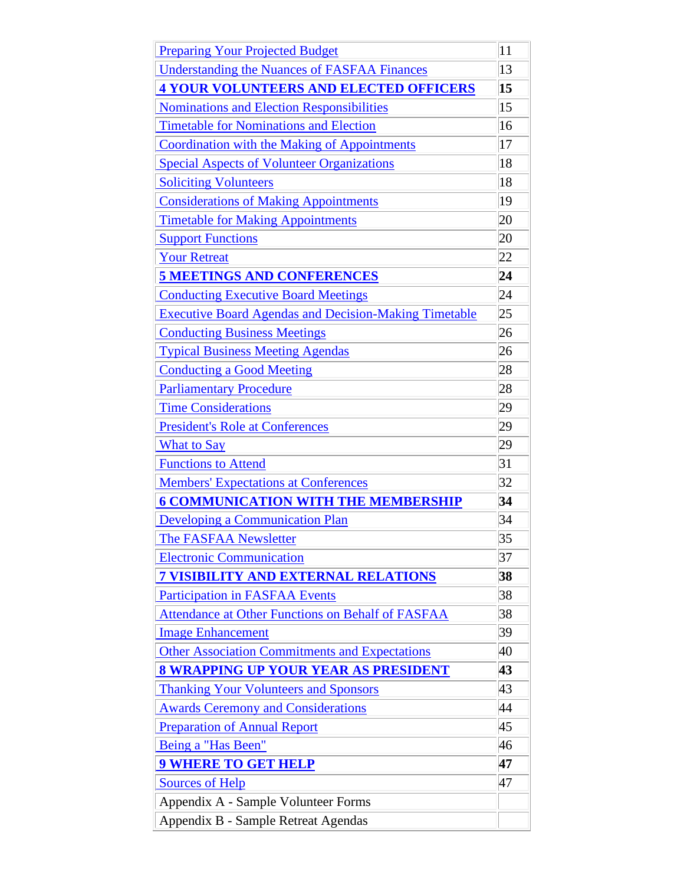| | |
|---|---|
| Preparing Your Projected Budget | 11 |
| Understanding the Nuances of FASFAA Finances | 13 |
| **4 YOUR VOLUNTEERS AND ELECTED OFFICERS** | **15** |
| Nominations and Election Responsibilities | 15 |
| Timetable for Nominations and Election | 16 |
| Coordination with the Making of Appointments | 17 |
| Special Aspects of Volunteer Organizations | 18 |
| Soliciting Volunteers | 18 |
| Considerations of Making Appointments | 19 |
| Timetable for Making Appointments | 20 |
| Support Functions | 20 |
| Your Retreat | 22 |
| **5 MEETINGS AND CONFERENCES** | **24** |
| Conducting Executive Board Meetings | 24 |
| Executive Board Agendas and Decision-Making Timetable | 25 |
| Conducting Business Meetings | 26 |
| Typical Business Meeting Agendas | 26 |
| Conducting a Good Meeting | 28 |
| Parliamentary Procedure | 28 |
| Time Considerations | 29 |
| President's Role at Conferences | 29 |
| What to Say | 29 |
| Functions to Attend | 31 |
| Members' Expectations at Conferences | 32 |
| **6 COMMUNICATION WITH THE MEMBERSHIP** | **34** |
| Developing a Communication Plan | 34 |
| The FASFAA Newsletter | 35 |
| Electronic Communication | 37 |
| **7 VISIBILITY AND EXTERNAL RELATIONS** | **38** |
| Participation in FASFAA Events | 38 |
| Attendance at Other Functions on Behalf of FASFAA | 38 |
| Image Enhancement | 39 |
| Other Association Commitments and Expectations | 40 |
| **8 WRAPPING UP YOUR YEAR AS PRESIDENT** | **43** |
| Thanking Your Volunteers and Sponsors | 43 |
| Awards Ceremony and Considerations | 44 |
| Preparation of Annual Report | 45 |
| Being a "Has Been" | 46 |
| **9 WHERE TO GET HELP** | **47** |
| Sources of Help | 47 |
| Appendix A - Sample Volunteer Forms | |
| Appendix B - Sample Retreat Agendas | |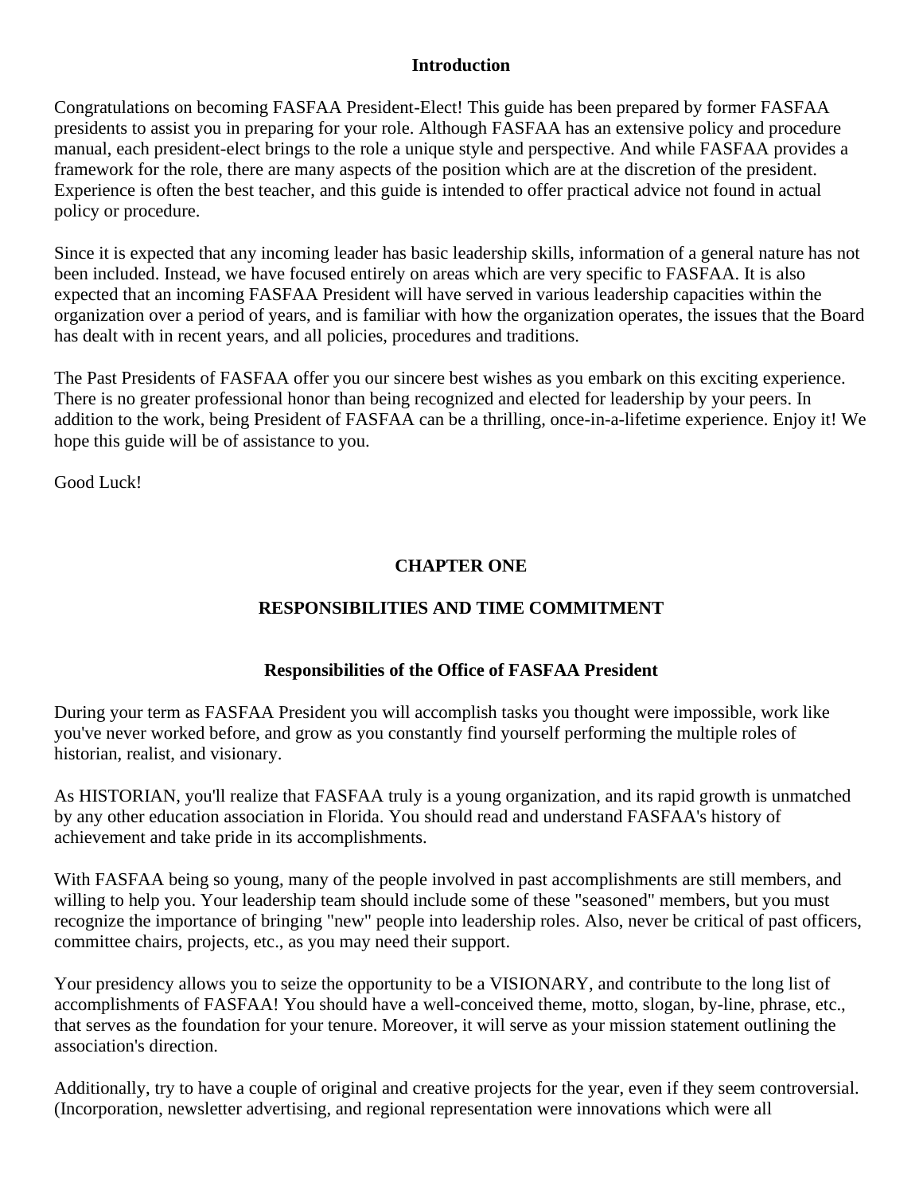## Introduction

Congratulations on becoming FASFAA President-Elect! This guide has been prepared by former FASFAA presidents to assist you in preparing for your role. Although FASFAA has an extensive policy and procedure manual, each president-elect brings to the role a unique style and perspective. And while FASFAA provides a framework for the role, there are many aspects of the position which are at the discretion of the president. Experience is often the best teacher, and this guide is intended to offer practical advice not found in actual policy or procedure.

Since it is expected that any incoming leader has basic leadership skills, information of a general nature has not been included. Instead, we have focused entirely on areas which are very specific to FASFAA. It is also expected that an incoming FASFAA President will have served in various leadership capacities within the organization over a period of years, and is familiar with how the organization operates, the issues that the Board has dealt with in recent years, and all policies, procedures and traditions.

The Past Presidents of FASFAA offer you our sincere best wishes as you embark on this exciting experience. There is no greater professional honor than being recognized and elected for leadership by your peers. In addition to the work, being President of FASFAA can be a thrilling, once-in-a-lifetime experience. Enjoy it! We hope this guide will be of assistance to you.

Good Luck!

# CHAPTER ONE

# RESPONSIBILITIES AND TIME COMMITMENT

### Responsibilities of the Office of FASFAA President

During your term as FASFAA President you will accomplish tasks you thought were impossible, work like you've never worked before, and grow as you constantly find yourself performing the multiple roles of historian, realist, and visionary.

As HISTORIAN, you'll realize that FASFAA truly is a young organization, and its rapid growth is unmatched by any other education association in Florida. You should read and understand FASFAA's history of achievement and take pride in its accomplishments.

With FASFAA being so young, many of the people involved in past accomplishments are still members, and willing to help you. Your leadership team should include some of these "seasoned" members, but you must recognize the importance of bringing "new" people into leadership roles. Also, never be critical of past officers, committee chairs, projects, etc., as you may need their support.

Your presidency allows you to seize the opportunity to be a VISIONARY, and contribute to the long list of accomplishments of FASFAA! You should have a well-conceived theme, motto, slogan, by-line, phrase, etc., that serves as the foundation for your tenure. Moreover, it will serve as your mission statement outlining the association's direction.

Additionally, try to have a couple of original and creative projects for the year, even if they seem controversial. (Incorporation, newsletter advertising, and regional representation were innovations which were all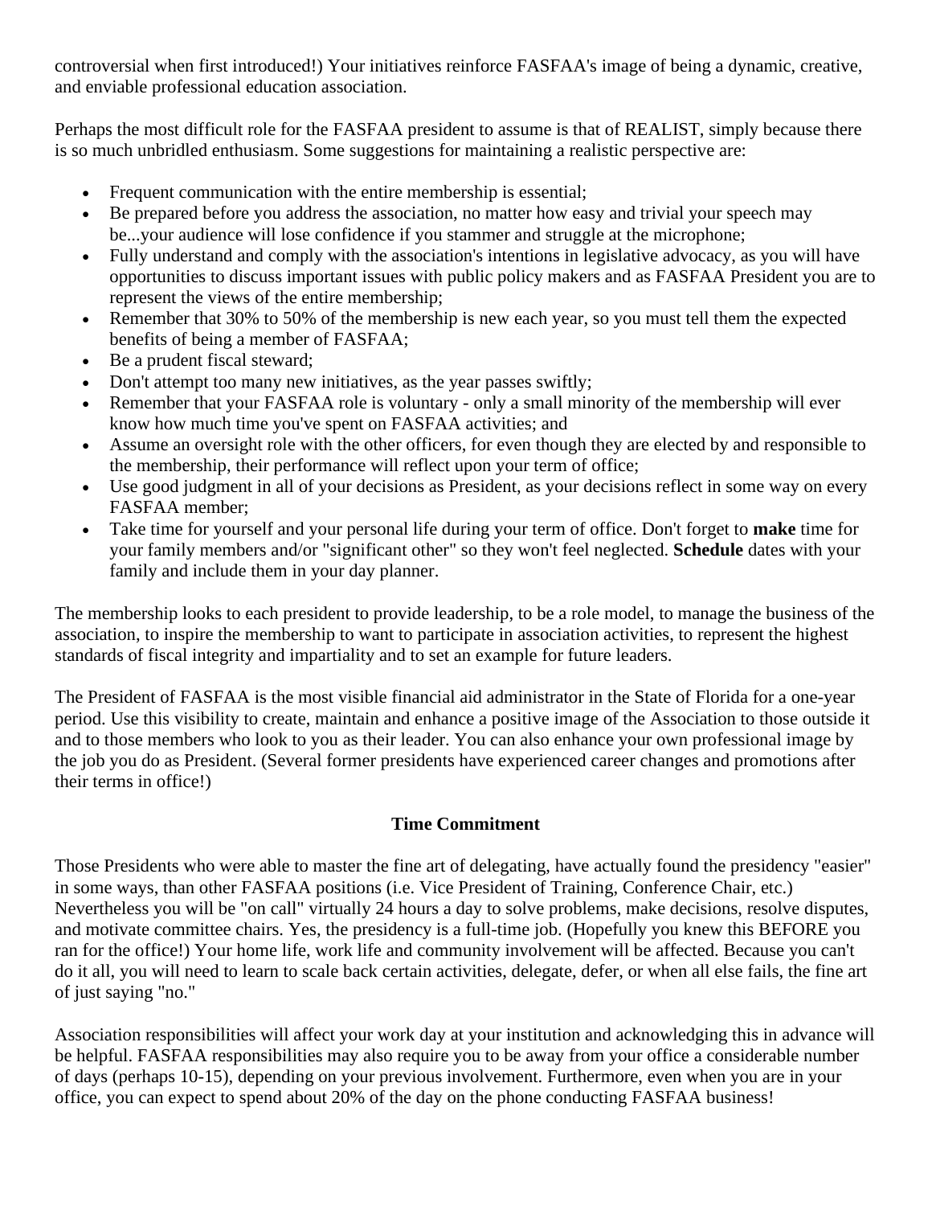controversial when first introduced!) Your initiatives reinforce FASFAA's image of being a dynamic, creative, and enviable professional education association.

Perhaps the most difficult role for the FASFAA president to assume is that of REALIST, simply because there is so much unbridled enthusiasm. Some suggestions for maintaining a realistic perspective are:

- Frequent communication with the entire membership is essential;
- Be prepared before you address the association, no matter how easy and trivial your speech may be...your audience will lose confidence if you stammer and struggle at the microphone;
- Fully understand and comply with the association's intentions in legislative advocacy, as you will have opportunities to discuss important issues with public policy makers and as FASFAA President you are to represent the views of the entire membership;
- Remember that 30% to 50% of the membership is new each year, so you must tell them the expected benefits of being a member of FASFAA;
- Be a prudent fiscal steward;
- Don't attempt too many new initiatives, as the year passes swiftly;
- Remember that your FASFAA role is voluntary - only a small minority of the membership will ever know how much time you've spent on FASFAA activities; and
- Assume an oversight role with the other officers, for even though they are elected by and responsible to the membership, their performance will reflect upon your term of office;
- Use good judgment in all of your decisions as President, as your decisions reflect in some way on every FASFAA member;
- Take time for yourself and your personal life during your term of office. Don't forget to **make** time for your family members and/or "significant other" so they won't feel neglected. **Schedule** dates with your family and include them in your day planner.

The membership looks to each president to provide leadership, to be a role model, to manage the business of the association, to inspire the membership to want to participate in association activities, to represent the highest standards of fiscal integrity and impartiality and to set an example for future leaders.

The President of FASFAA is the most visible financial aid administrator in the State of Florida for a one-year period. Use this visibility to create, maintain and enhance a positive image of the Association to those outside it and to those members who look to you as their leader. You can also enhance your own professional image by the job you do as President. (Several former presidents have experienced career changes and promotions after their terms in office!)

## Time Commitment

Those Presidents who were able to master the fine art of delegating, have actually found the presidency "easier" in some ways, than other FASFAA positions (i.e. Vice President of Training, Conference Chair, etc.) Nevertheless you will be "on call" virtually 24 hours a day to solve problems, make decisions, resolve disputes, and motivate committee chairs. Yes, the presidency is a full-time job. (Hopefully you knew this BEFORE you ran for the office!) Your home life, work life and community involvement will be affected. Because you can't do it all, you will need to learn to scale back certain activities, delegate, defer, or when all else fails, the fine art of just saying "no."

Association responsibilities will affect your work day at your institution and acknowledging this in advance will be helpful. FASFAA responsibilities may also require you to be away from your office a considerable number of days (perhaps 10-15), depending on your previous involvement. Furthermore, even when you are in your office, you can expect to spend about 20% of the day on the phone conducting FASFAA business!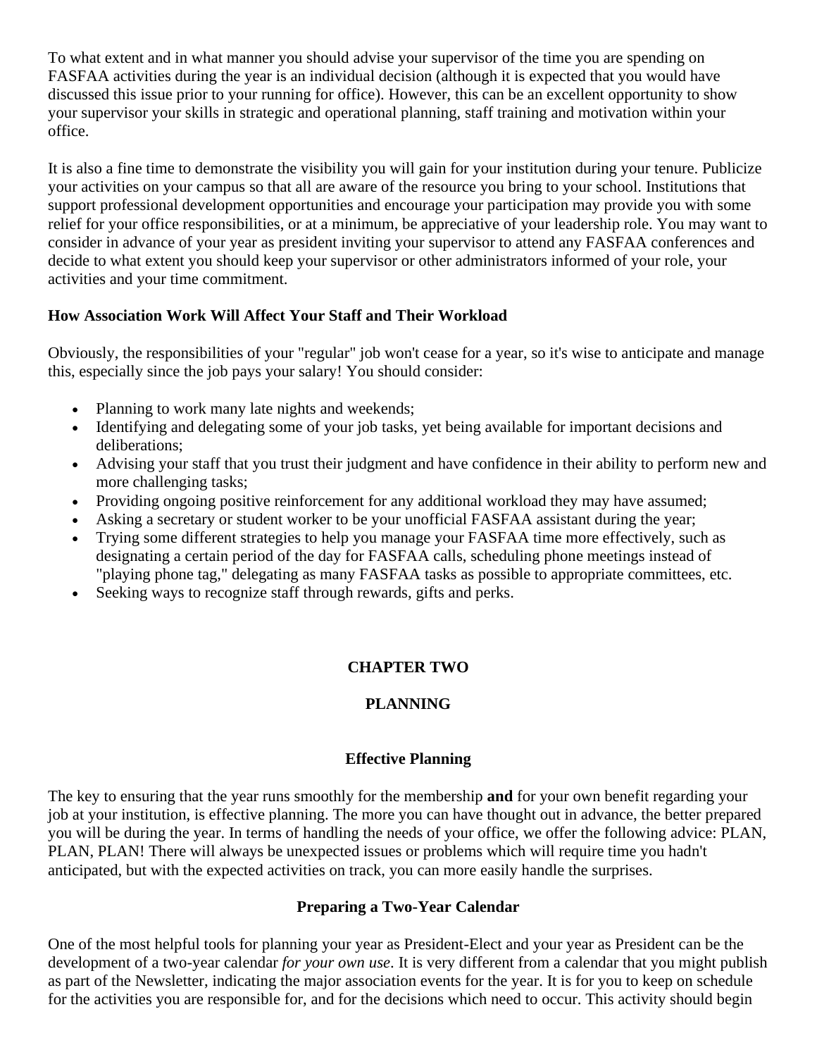To what extent and in what manner you should advise your supervisor of the time you are spending on FASFAA activities during the year is an individual decision (although it is expected that you would have discussed this issue prior to your running for office). However, this can be an excellent opportunity to show your supervisor your skills in strategic and operational planning, staff training and motivation within your office.

It is also a fine time to demonstrate the visibility you will gain for your institution during your tenure. Publicize your activities on your campus so that all are aware of the resource you bring to your school. Institutions that support professional development opportunities and encourage your participation may provide you with some relief for your office responsibilities, or at a minimum, be appreciative of your leadership role. You may want to consider in advance of your year as president inviting your supervisor to attend any FASFAA conferences and decide to what extent you should keep your supervisor or other administrators informed of your role, your activities and your time commitment.

### How Association Work Will Affect Your Staff and Their Workload

Obviously, the responsibilities of your "regular" job won't cease for a year, so it's wise to anticipate and manage this, especially since the job pays your salary! You should consider:

- Planning to work many late nights and weekends;
- Identifying and delegating some of your job tasks, yet being available for important decisions and deliberations;
- Advising your staff that you trust their judgment and have confidence in their ability to perform new and more challenging tasks;
- Providing ongoing positive reinforcement for any additional workload they may have assumed;
- Asking a secretary or student worker to be your unofficial FASFAA assistant during the year;
- Trying some different strategies to help you manage your FASFAA time more effectively, such as designating a certain period of the day for FASFAA calls, scheduling phone meetings instead of "playing phone tag," delegating as many FASFAA tasks as possible to appropriate committees, etc.
- Seeking ways to recognize staff through rewards, gifts and perks.

## CHAPTER TWO

## PLANNING

### Effective Planning

The key to ensuring that the year runs smoothly for the membership **and** for your own benefit regarding your job at your institution, is effective planning. The more you can have thought out in advance, the better prepared you will be during the year. In terms of handling the needs of your office, we offer the following advice: PLAN, PLAN, PLAN! There will always be unexpected issues or problems which will require time you hadn't anticipated, but with the expected activities on track, you can more easily handle the surprises.

### Preparing a Two-Year Calendar

One of the most helpful tools for planning your year as President-Elect and your year as President can be the development of a two-year calendar *for your own use*. It is very different from a calendar that you might publish as part of the Newsletter, indicating the major association events for the year. It is for you to keep on schedule for the activities you are responsible for, and for the decisions which need to occur. This activity should begin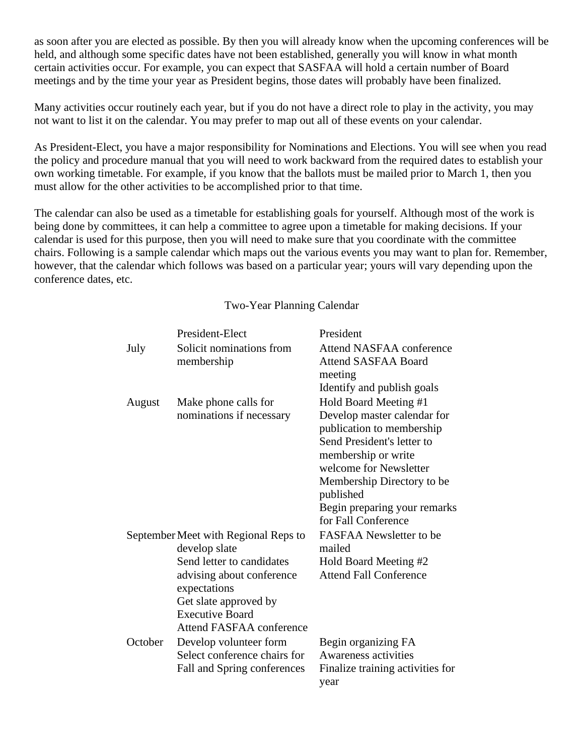as soon after you are elected as possible. By then you will already know when the upcoming conferences will be held, and although some specific dates have not been established, generally you will know in what month certain activities occur. For example, you can expect that SASFAA will hold a certain number of Board meetings and by the time your year as President begins, those dates will probably have been finalized.

Many activities occur routinely each year, but if you do not have a direct role to play in the activity, you may not want to list it on the calendar. You may prefer to map out all of these events on your calendar.

As President-Elect, you have a major responsibility for Nominations and Elections. You will see when you read the policy and procedure manual that you will need to work backward from the required dates to establish your own working timetable. For example, if you know that the ballots must be mailed prior to March 1, then you must allow for the other activities to be accomplished prior to that time.

The calendar can also be used as a timetable for establishing goals for yourself. Although most of the work is being done by committees, it can help a committee to agree upon a timetable for making decisions. If your calendar is used for this purpose, then you will need to make sure that you coordinate with the committee chairs. Following is a sample calendar which maps out the various events you may want to plan for. Remember, however, that the calendar which follows was based on a particular year; yours will vary depending upon the conference dates, etc.

Two-Year Planning Calendar

| | President-Elect | President |
|---|---|---|
| July | Solicit nominations from membership | Attend NASFAA conference<br>Attend SASFAA Board meeting<br>Identify and publish goals |
| August | Make phone calls for nominations if necessary | Hold Board Meeting #1<br>Develop master calendar for publication to membership<br>Send President's letter to membership or write welcome for Newsletter<br>Membership Directory to be published<br>Begin preparing your remarks for Fall Conference |
| September | Meet with Regional Reps to develop slate<br>Send letter to candidates advising about conference expectations<br>Get slate approved by Executive Board<br>Attend FASFAA conference | FASFAA Newsletter to be mailed<br>Hold Board Meeting #2<br>Attend Fall Conference |
| October | Develop volunteer form<br>Select conference chairs for Fall and Spring conferences | Begin organizing FA Awareness activities<br>Finalize training activities for year |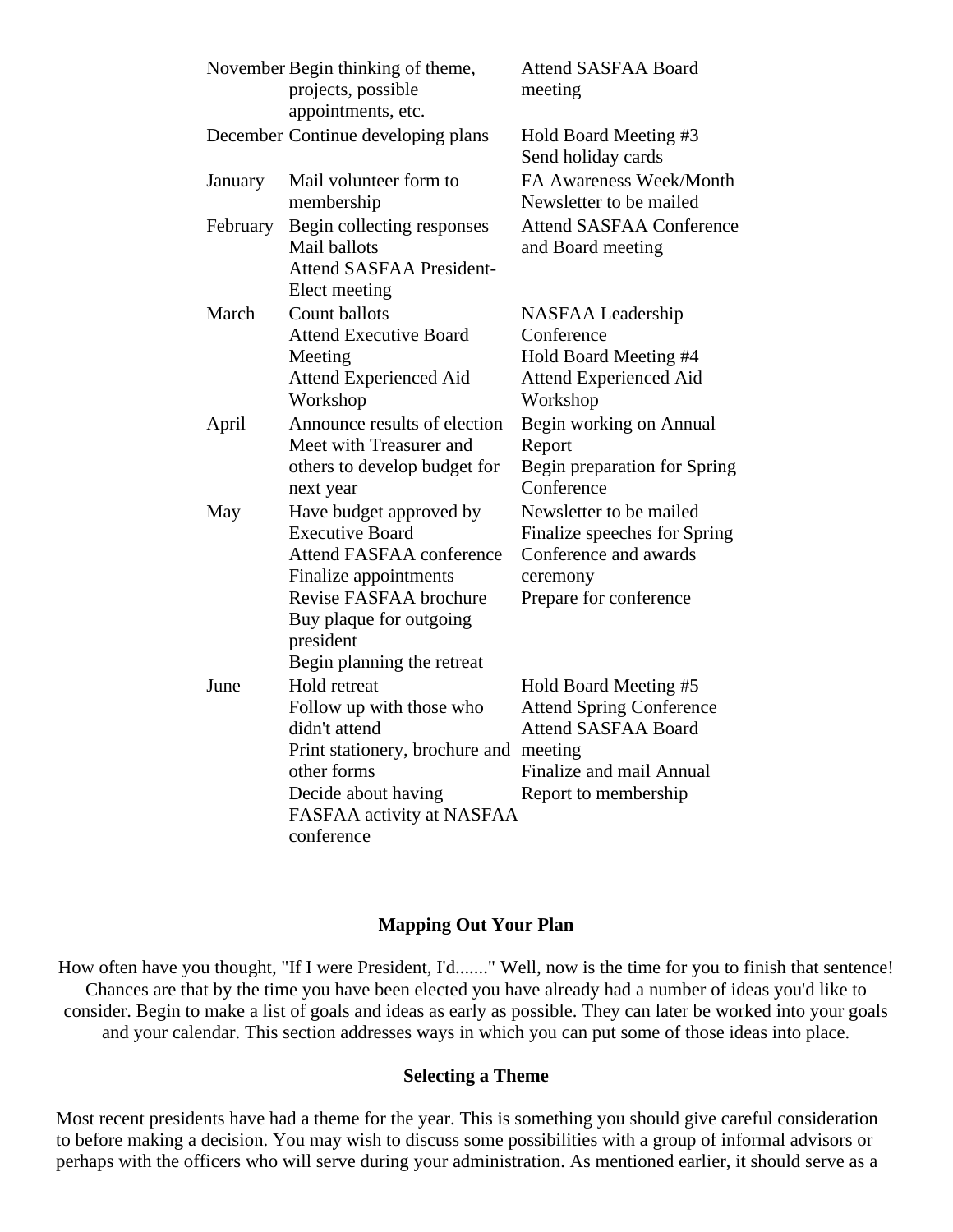| | | |
|---|---|---|
| November | Begin thinking of theme, projects, possible appointments, etc. | Attend SASFAA Board meeting |
| December | Continue developing plans | Hold Board Meeting #3<br>Send holiday cards |
| January | Mail volunteer form to membership | FA Awareness Week/Month<br>Newsletter to be mailed |
| February | Begin collecting responses<br>Mail ballots<br>Attend SASFAA President-Elect meeting | Attend SASFAA Conference and Board meeting |
| March | Count ballots<br>Attend Executive Board Meeting<br>Attend Experienced Aid Workshop | NASFAA Leadership Conference<br>Hold Board Meeting #4<br>Attend Experienced Aid Workshop |
| April | Announce results of election<br>Meet with Treasurer and others to develop budget for next year | Begin working on Annual Report<br>Begin preparation for Spring Conference |
| May | Have budget approved by Executive Board<br>Attend FASFAA conference<br>Finalize appointments<br>Revise FASFAA brochure<br>Buy plaque for outgoing president<br>Begin planning the retreat | Newsletter to be mailed<br>Finalize speeches for Spring Conference and awards ceremony<br>Prepare for conference |
| June | Hold retreat<br>Follow up with those who didn't attend<br>Print stationery, brochure and other forms<br>Decide about having FASFAA activity at NASFAA conference | Hold Board Meeting #5<br>Attend Spring Conference<br>Attend SASFAA Board meeting<br>Finalize and mail Annual Report to membership |

## Mapping Out Your Plan

How often have you thought, "If I were President, I'd......." Well, now is the time for you to finish that sentence! Chances are that by the time you have been elected you have already had a number of ideas you'd like to consider. Begin to make a list of goals and ideas as early as possible. They can later be worked into your goals and your calendar. This section addresses ways in which you can put some of those ideas into place.

### Selecting a Theme

Most recent presidents have had a theme for the year. This is something you should give careful consideration to before making a decision. You may wish to discuss some possibilities with a group of informal advisors or perhaps with the officers who will serve during your administration. As mentioned earlier, it should serve as a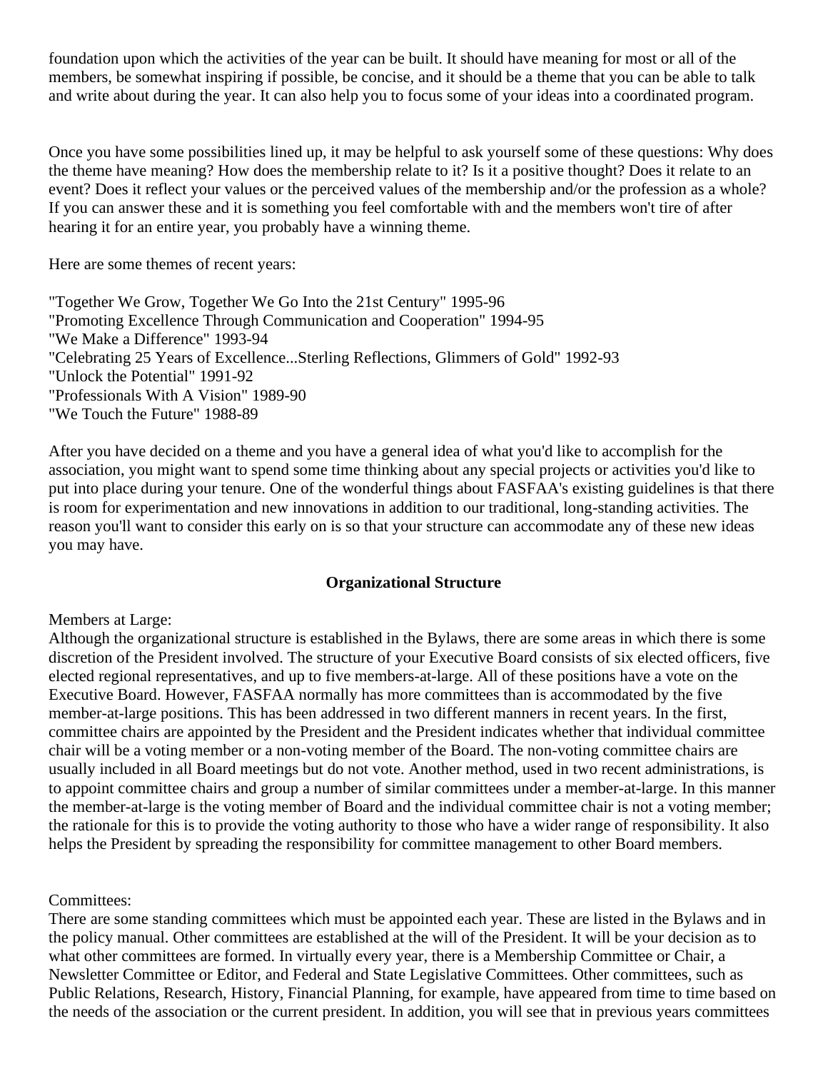foundation upon which the activities of the year can be built. It should have meaning for most or all of the members, be somewhat inspiring if possible, be concise, and it should be a theme that you can be able to talk and write about during the year. It can also help you to focus some of your ideas into a coordinated program.

Once you have some possibilities lined up, it may be helpful to ask yourself some of these questions: Why does the theme have meaning? How does the membership relate to it? Is it a positive thought? Does it relate to an event? Does it reflect your values or the perceived values of the membership and/or the profession as a whole? If you can answer these and it is something you feel comfortable with and the members won't tire of after hearing it for an entire year, you probably have a winning theme.

Here are some themes of recent years:

"Together We Grow, Together We Go Into the 21st Century" 1995-96
"Promoting Excellence Through Communication and Cooperation" 1994-95
"We Make a Difference" 1993-94
"Celebrating 25 Years of Excellence...Sterling Reflections, Glimmers of Gold" 1992-93
"Unlock the Potential" 1991-92
"Professionals With A Vision" 1989-90
"We Touch the Future" 1988-89

After you have decided on a theme and you have a general idea of what you'd like to accomplish for the association, you might want to spend some time thinking about any special projects or activities you'd like to put into place during your tenure. One of the wonderful things about FASFAA's existing guidelines is that there is room for experimentation and new innovations in addition to our traditional, long-standing activities. The reason you'll want to consider this early on is so that your structure can accommodate any of these new ideas you may have.

## Organizational Structure

Members at Large:
Although the organizational structure is established in the Bylaws, there are some areas in which there is some discretion of the President involved. The structure of your Executive Board consists of six elected officers, five elected regional representatives, and up to five members-at-large. All of these positions have a vote on the Executive Board. However, FASFAA normally has more committees than is accommodated by the five member-at-large positions. This has been addressed in two different manners in recent years. In the first, committee chairs are appointed by the President and the President indicates whether that individual committee chair will be a voting member or a non-voting member of the Board. The non-voting committee chairs are usually included in all Board meetings but do not vote. Another method, used in two recent administrations, is to appoint committee chairs and group a number of similar committees under a member-at-large. In this manner the member-at-large is the voting member of Board and the individual committee chair is not a voting member; the rationale for this is to provide the voting authority to those who have a wider range of responsibility. It also helps the President by spreading the responsibility for committee management to other Board members.

Committees:
There are some standing committees which must be appointed each year. These are listed in the Bylaws and in the policy manual. Other committees are established at the will of the President. It will be your decision as to what other committees are formed. In virtually every year, there is a Membership Committee or Chair, a Newsletter Committee or Editor, and Federal and State Legislative Committees. Other committees, such as Public Relations, Research, History, Financial Planning, for example, have appeared from time to time based on the needs of the association or the current president. In addition, you will see that in previous years committees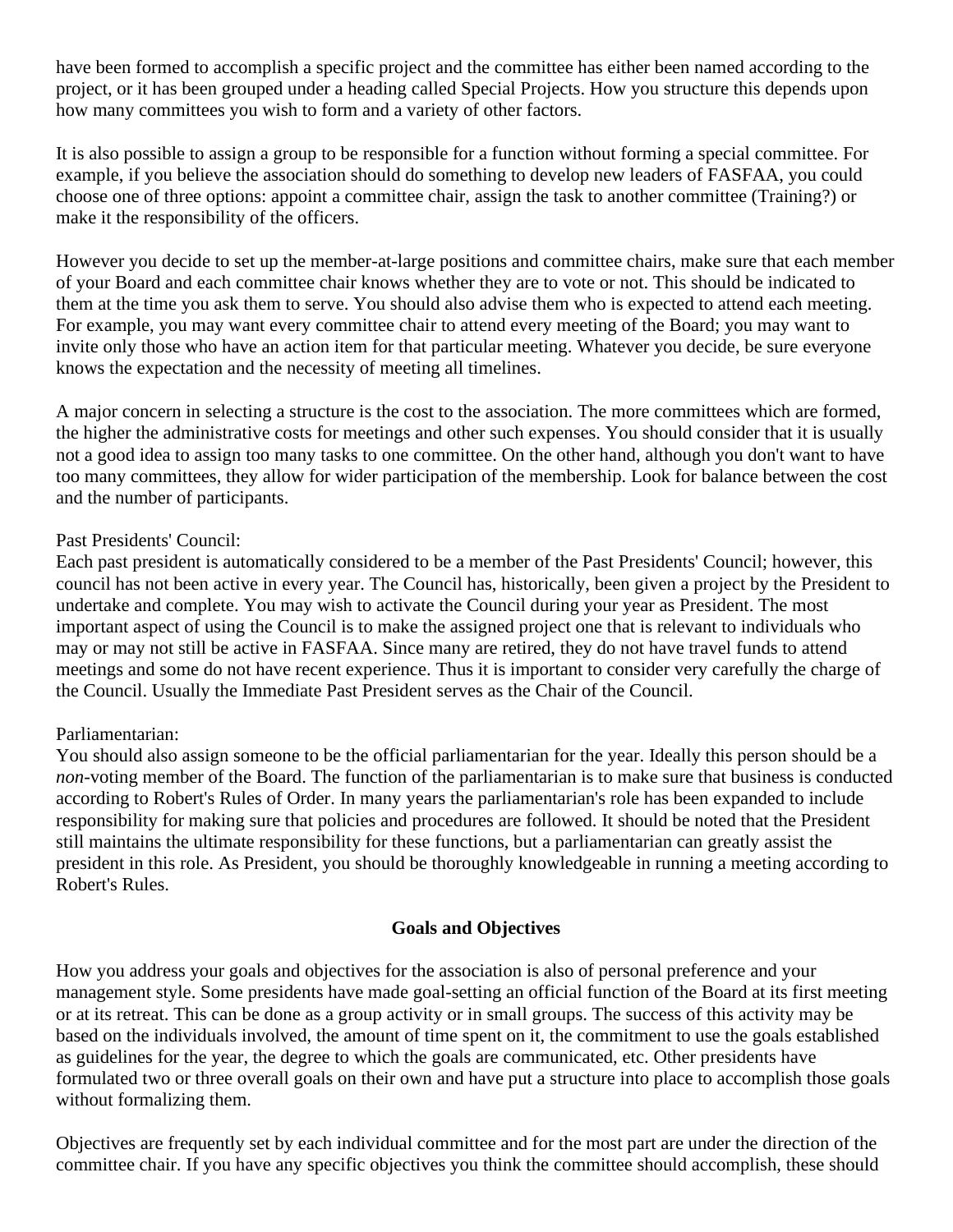have been formed to accomplish a specific project and the committee has either been named according to the project, or it has been grouped under a heading called Special Projects. How you structure this depends upon how many committees you wish to form and a variety of other factors.

It is also possible to assign a group to be responsible for a function without forming a special committee. For example, if you believe the association should do something to develop new leaders of FASFAA, you could choose one of three options: appoint a committee chair, assign the task to another committee (Training?) or make it the responsibility of the officers.

However you decide to set up the member-at-large positions and committee chairs, make sure that each member of your Board and each committee chair knows whether they are to vote or not. This should be indicated to them at the time you ask them to serve. You should also advise them who is expected to attend each meeting. For example, you may want every committee chair to attend every meeting of the Board; you may want to invite only those who have an action item for that particular meeting. Whatever you decide, be sure everyone knows the expectation and the necessity of meeting all timelines.

A major concern in selecting a structure is the cost to the association. The more committees which are formed, the higher the administrative costs for meetings and other such expenses. You should consider that it is usually not a good idea to assign too many tasks to one committee. On the other hand, although you don't want to have too many committees, they allow for wider participation of the membership. Look for balance between the cost and the number of participants.

Past Presidents' Council:
Each past president is automatically considered to be a member of the Past Presidents' Council; however, this council has not been active in every year. The Council has, historically, been given a project by the President to undertake and complete. You may wish to activate the Council during your year as President. The most important aspect of using the Council is to make the assigned project one that is relevant to individuals who may or may not still be active in FASFAA. Since many are retired, they do not have travel funds to attend meetings and some do not have recent experience. Thus it is important to consider very carefully the charge of the Council. Usually the Immediate Past President serves as the Chair of the Council.

Parliamentarian:
You should also assign someone to be the official parliamentarian for the year. Ideally this person should be a *non*-voting member of the Board. The function of the parliamentarian is to make sure that business is conducted according to Robert's Rules of Order. In many years the parliamentarian's role has been expanded to include responsibility for making sure that policies and procedures are followed. It should be noted that the President still maintains the ultimate responsibility for these functions, but a parliamentarian can greatly assist the president in this role. As President, you should be thoroughly knowledgeable in running a meeting according to Robert's Rules.

## Goals and Objectives

How you address your goals and objectives for the association is also of personal preference and your management style. Some presidents have made goal-setting an official function of the Board at its first meeting or at its retreat. This can be done as a group activity or in small groups. The success of this activity may be based on the individuals involved, the amount of time spent on it, the commitment to use the goals established as guidelines for the year, the degree to which the goals are communicated, etc. Other presidents have formulated two or three overall goals on their own and have put a structure into place to accomplish those goals without formalizing them.

Objectives are frequently set by each individual committee and for the most part are under the direction of the committee chair. If you have any specific objectives you think the committee should accomplish, these should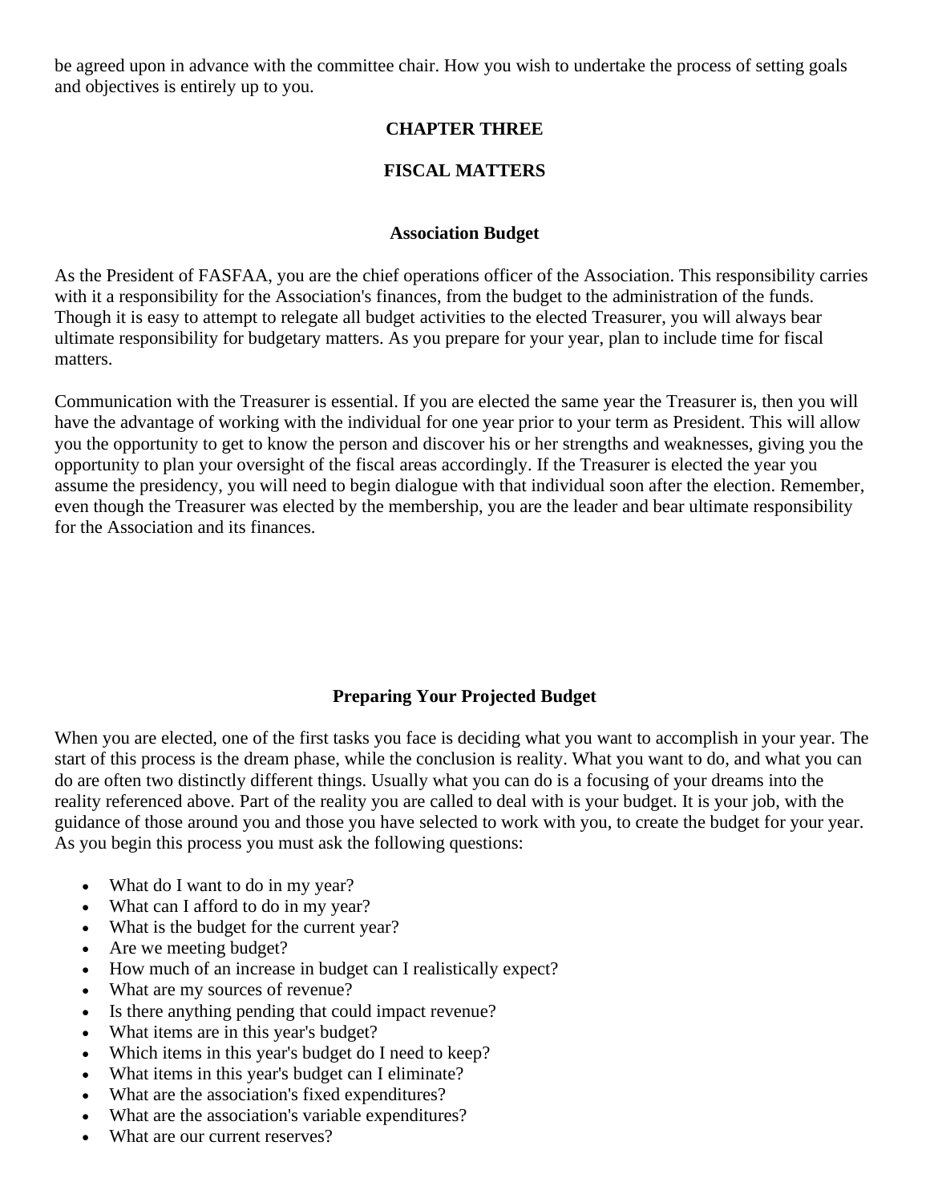be agreed upon in advance with the committee chair. How you wish to undertake the process of setting goals and objectives is entirely up to you.

## CHAPTER THREE

## FISCAL MATTERS

### Association Budget

As the President of FASFAA, you are the chief operations officer of the Association. This responsibility carries with it a responsibility for the Association's finances, from the budget to the administration of the funds. Though it is easy to attempt to relegate all budget activities to the elected Treasurer, you will always bear ultimate responsibility for budgetary matters. As you prepare for your year, plan to include time for fiscal matters.

Communication with the Treasurer is essential. If you are elected the same year the Treasurer is, then you will have the advantage of working with the individual for one year prior to your term as President. This will allow you the opportunity to get to know the person and discover his or her strengths and weaknesses, giving you the opportunity to plan your oversight of the fiscal areas accordingly. If the Treasurer is elected the year you assume the presidency, you will need to begin dialogue with that individual soon after the election. Remember, even though the Treasurer was elected by the membership, you are the leader and bear ultimate responsibility for the Association and its finances.

### Preparing Your Projected Budget

When you are elected, one of the first tasks you face is deciding what you want to accomplish in your year. The start of this process is the dream phase, while the conclusion is reality. What you want to do, and what you can do are often two distinctly different things. Usually what you can do is a focusing of your dreams into the reality referenced above. Part of the reality you are called to deal with is your budget. It is your job, with the guidance of those around you and those you have selected to work with you, to create the budget for your year. As you begin this process you must ask the following questions:

- What do I want to do in my year?
- What can I afford to do in my year?
- What is the budget for the current year?
- Are we meeting budget?
- How much of an increase in budget can I realistically expect?
- What are my sources of revenue?
- Is there anything pending that could impact revenue?
- What items are in this year's budget?
- Which items in this year's budget do I need to keep?
- What items in this year's budget can I eliminate?
- What are the association's fixed expenditures?
- What are the association's variable expenditures?
- What are our current reserves?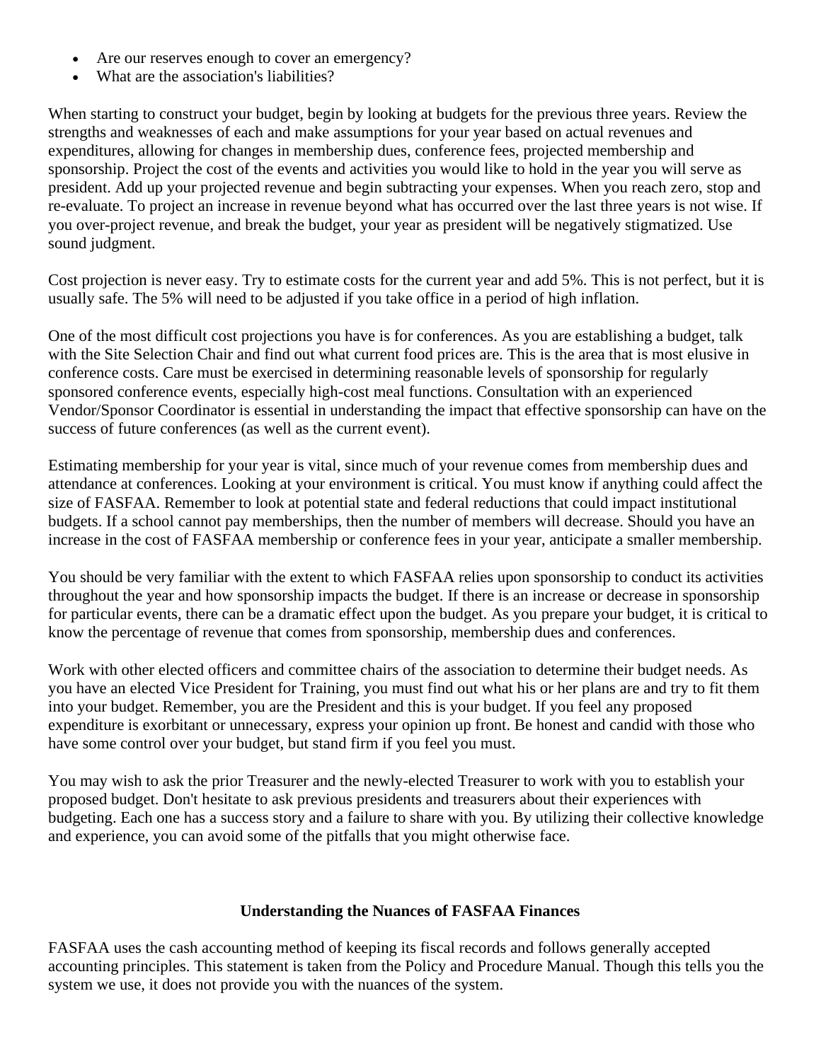- Are our reserves enough to cover an emergency?
- What are the association's liabilities?

When starting to construct your budget, begin by looking at budgets for the previous three years. Review the strengths and weaknesses of each and make assumptions for your year based on actual revenues and expenditures, allowing for changes in membership dues, conference fees, projected membership and sponsorship. Project the cost of the events and activities you would like to hold in the year you will serve as president. Add up your projected revenue and begin subtracting your expenses. When you reach zero, stop and re-evaluate. To project an increase in revenue beyond what has occurred over the last three years is not wise. If you over-project revenue, and break the budget, your year as president will be negatively stigmatized. Use sound judgment.

Cost projection is never easy. Try to estimate costs for the current year and add 5%. This is not perfect, but it is usually safe. The 5% will need to be adjusted if you take office in a period of high inflation.

One of the most difficult cost projections you have is for conferences. As you are establishing a budget, talk with the Site Selection Chair and find out what current food prices are. This is the area that is most elusive in conference costs. Care must be exercised in determining reasonable levels of sponsorship for regularly sponsored conference events, especially high-cost meal functions. Consultation with an experienced Vendor/Sponsor Coordinator is essential in understanding the impact that effective sponsorship can have on the success of future conferences (as well as the current event).

Estimating membership for your year is vital, since much of your revenue comes from membership dues and attendance at conferences. Looking at your environment is critical. You must know if anything could affect the size of FASFAA. Remember to look at potential state and federal reductions that could impact institutional budgets. If a school cannot pay memberships, then the number of members will decrease. Should you have an increase in the cost of FASFAA membership or conference fees in your year, anticipate a smaller membership.

You should be very familiar with the extent to which FASFAA relies upon sponsorship to conduct its activities throughout the year and how sponsorship impacts the budget. If there is an increase or decrease in sponsorship for particular events, there can be a dramatic effect upon the budget. As you prepare your budget, it is critical to know the percentage of revenue that comes from sponsorship, membership dues and conferences.

Work with other elected officers and committee chairs of the association to determine their budget needs. As you have an elected Vice President for Training, you must find out what his or her plans are and try to fit them into your budget. Remember, you are the President and this is your budget. If you feel any proposed expenditure is exorbitant or unnecessary, express your opinion up front. Be honest and candid with those who have some control over your budget, but stand firm if you feel you must.

You may wish to ask the prior Treasurer and the newly-elected Treasurer to work with you to establish your proposed budget. Don't hesitate to ask previous presidents and treasurers about their experiences with budgeting. Each one has a success story and a failure to share with you. By utilizing their collective knowledge and experience, you can avoid some of the pitfalls that you might otherwise face.

## Understanding the Nuances of FASFAA Finances

FASFAA uses the cash accounting method of keeping its fiscal records and follows generally accepted accounting principles. This statement is taken from the Policy and Procedure Manual. Though this tells you the system we use, it does not provide you with the nuances of the system.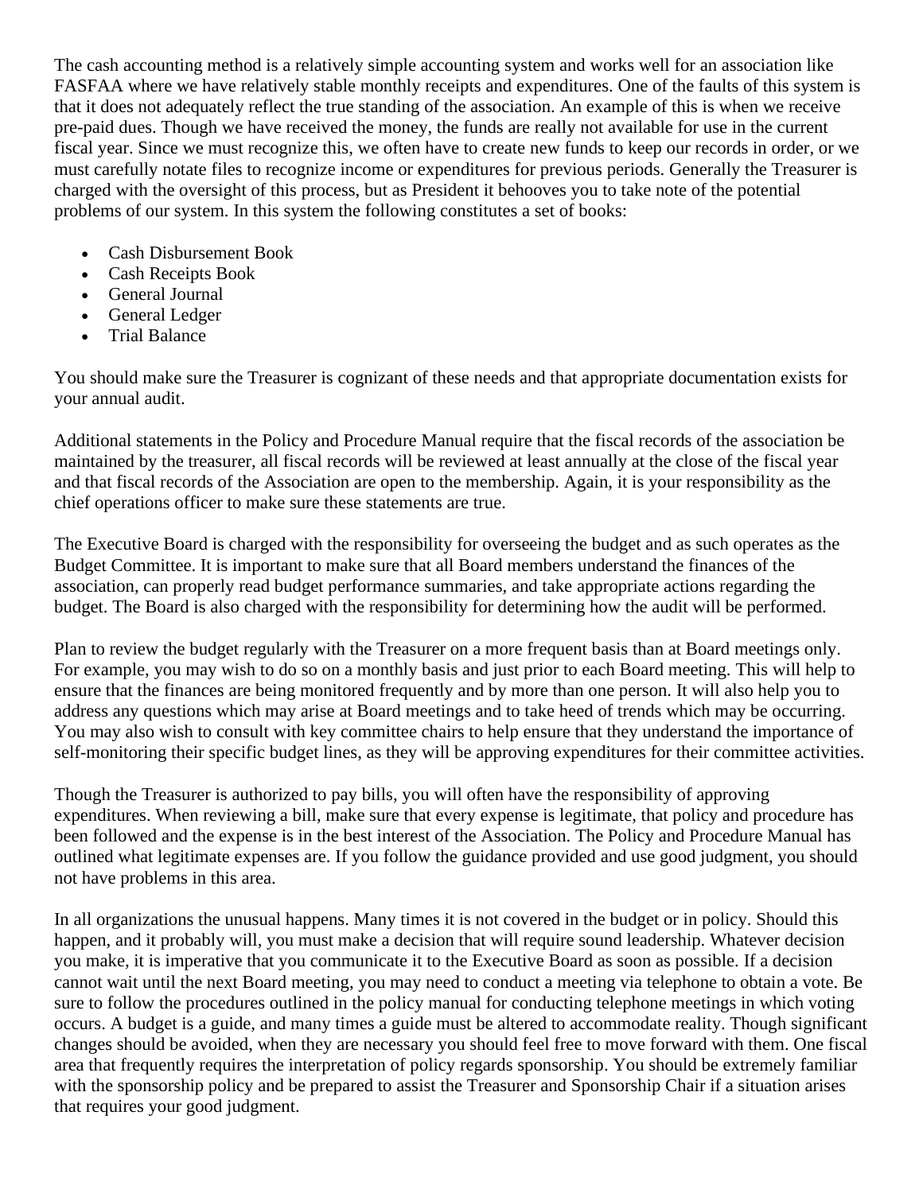The cash accounting method is a relatively simple accounting system and works well for an association like FASFAA where we have relatively stable monthly receipts and expenditures. One of the faults of this system is that it does not adequately reflect the true standing of the association. An example of this is when we receive pre-paid dues. Though we have received the money, the funds are really not available for use in the current fiscal year. Since we must recognize this, we often have to create new funds to keep our records in order, or we must carefully notate files to recognize income or expenditures for previous periods. Generally the Treasurer is charged with the oversight of this process, but as President it behooves you to take note of the potential problems of our system. In this system the following constitutes a set of books:

- Cash Disbursement Book
- Cash Receipts Book
- General Journal
- General Ledger
- Trial Balance

You should make sure the Treasurer is cognizant of these needs and that appropriate documentation exists for your annual audit.

Additional statements in the Policy and Procedure Manual require that the fiscal records of the association be maintained by the treasurer, all fiscal records will be reviewed at least annually at the close of the fiscal year and that fiscal records of the Association are open to the membership. Again, it is your responsibility as the chief operations officer to make sure these statements are true.

The Executive Board is charged with the responsibility for overseeing the budget and as such operates as the Budget Committee. It is important to make sure that all Board members understand the finances of the association, can properly read budget performance summaries, and take appropriate actions regarding the budget. The Board is also charged with the responsibility for determining how the audit will be performed.

Plan to review the budget regularly with the Treasurer on a more frequent basis than at Board meetings only. For example, you may wish to do so on a monthly basis and just prior to each Board meeting. This will help to ensure that the finances are being monitored frequently and by more than one person. It will also help you to address any questions which may arise at Board meetings and to take heed of trends which may be occurring. You may also wish to consult with key committee chairs to help ensure that they understand the importance of self-monitoring their specific budget lines, as they will be approving expenditures for their committee activities.

Though the Treasurer is authorized to pay bills, you will often have the responsibility of approving expenditures. When reviewing a bill, make sure that every expense is legitimate, that policy and procedure has been followed and the expense is in the best interest of the Association. The Policy and Procedure Manual has outlined what legitimate expenses are. If you follow the guidance provided and use good judgment, you should not have problems in this area.

In all organizations the unusual happens. Many times it is not covered in the budget or in policy. Should this happen, and it probably will, you must make a decision that will require sound leadership. Whatever decision you make, it is imperative that you communicate it to the Executive Board as soon as possible. If a decision cannot wait until the next Board meeting, you may need to conduct a meeting via telephone to obtain a vote. Be sure to follow the procedures outlined in the policy manual for conducting telephone meetings in which voting occurs. A budget is a guide, and many times a guide must be altered to accommodate reality. Though significant changes should be avoided, when they are necessary you should feel free to move forward with them. One fiscal area that frequently requires the interpretation of policy regards sponsorship. You should be extremely familiar with the sponsorship policy and be prepared to assist the Treasurer and Sponsorship Chair if a situation arises that requires your good judgment.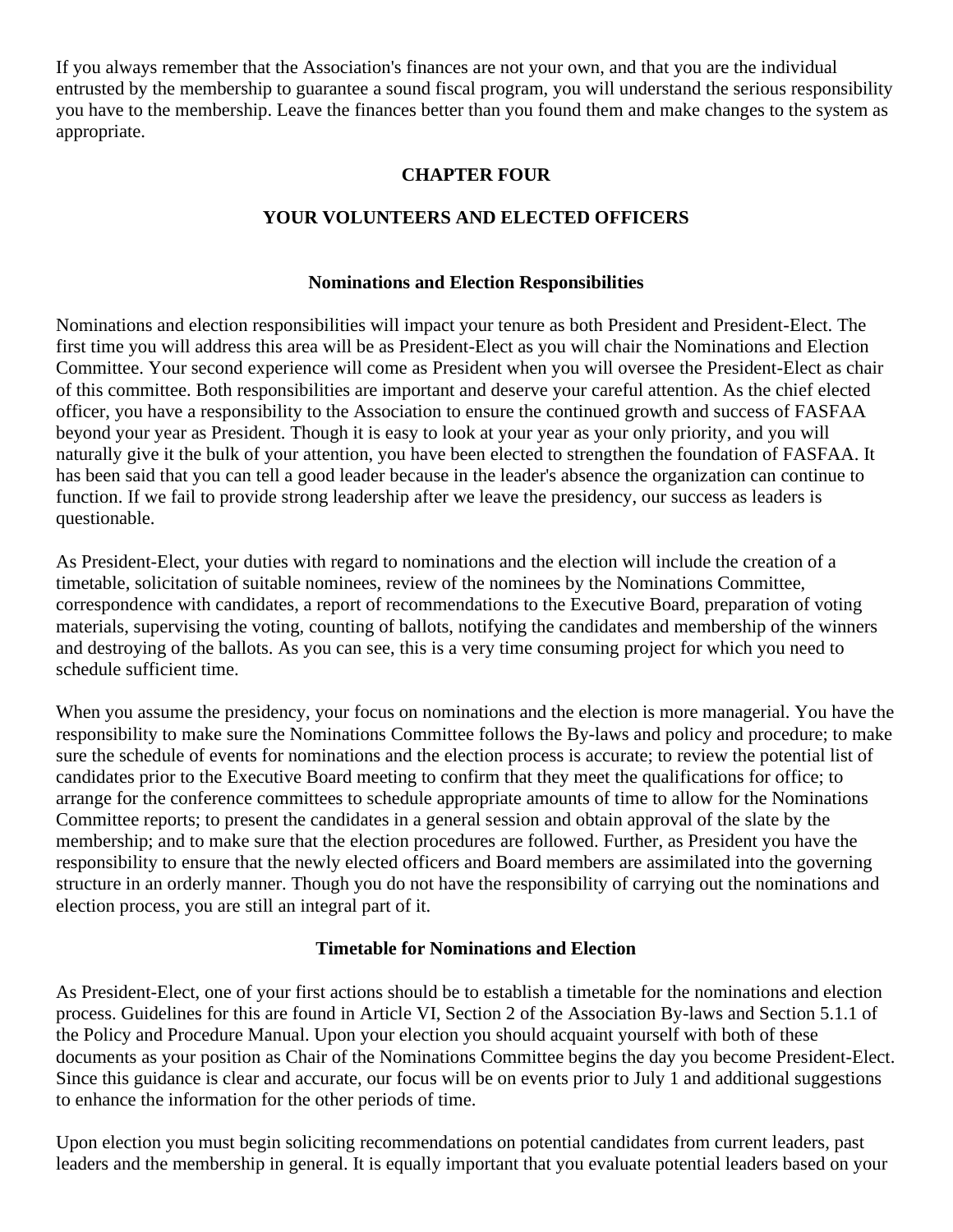If you always remember that the Association's finances are not your own, and that you are the individual entrusted by the membership to guarantee a sound fiscal program, you will understand the serious responsibility you have to the membership. Leave the finances better than you found them and make changes to the system as appropriate.

## CHAPTER FOUR

## YOUR VOLUNTEERS AND ELECTED OFFICERS

### Nominations and Election Responsibilities

Nominations and election responsibilities will impact your tenure as both President and President-Elect. The first time you will address this area will be as President-Elect as you will chair the Nominations and Election Committee. Your second experience will come as President when you will oversee the President-Elect as chair of this committee. Both responsibilities are important and deserve your careful attention. As the chief elected officer, you have a responsibility to the Association to ensure the continued growth and success of FASFAA beyond your year as President. Though it is easy to look at your year as your only priority, and you will naturally give it the bulk of your attention, you have been elected to strengthen the foundation of FASFAA. It has been said that you can tell a good leader because in the leader's absence the organization can continue to function. If we fail to provide strong leadership after we leave the presidency, our success as leaders is questionable.

As President-Elect, your duties with regard to nominations and the election will include the creation of a timetable, solicitation of suitable nominees, review of the nominees by the Nominations Committee, correspondence with candidates, a report of recommendations to the Executive Board, preparation of voting materials, supervising the voting, counting of ballots, notifying the candidates and membership of the winners and destroying of the ballots. As you can see, this is a very time consuming project for which you need to schedule sufficient time.

When you assume the presidency, your focus on nominations and the election is more managerial. You have the responsibility to make sure the Nominations Committee follows the By-laws and policy and procedure; to make sure the schedule of events for nominations and the election process is accurate; to review the potential list of candidates prior to the Executive Board meeting to confirm that they meet the qualifications for office; to arrange for the conference committees to schedule appropriate amounts of time to allow for the Nominations Committee reports; to present the candidates in a general session and obtain approval of the slate by the membership; and to make sure that the election procedures are followed. Further, as President you have the responsibility to ensure that the newly elected officers and Board members are assimilated into the governing structure in an orderly manner. Though you do not have the responsibility of carrying out the nominations and election process, you are still an integral part of it.

### Timetable for Nominations and Election

As President-Elect, one of your first actions should be to establish a timetable for the nominations and election process. Guidelines for this are found in Article VI, Section 2 of the Association By-laws and Section 5.1.1 of the Policy and Procedure Manual. Upon your election you should acquaint yourself with both of these documents as your position as Chair of the Nominations Committee begins the day you become President-Elect. Since this guidance is clear and accurate, our focus will be on events prior to July 1 and additional suggestions to enhance the information for the other periods of time.

Upon election you must begin soliciting recommendations on potential candidates from current leaders, past leaders and the membership in general. It is equally important that you evaluate potential leaders based on your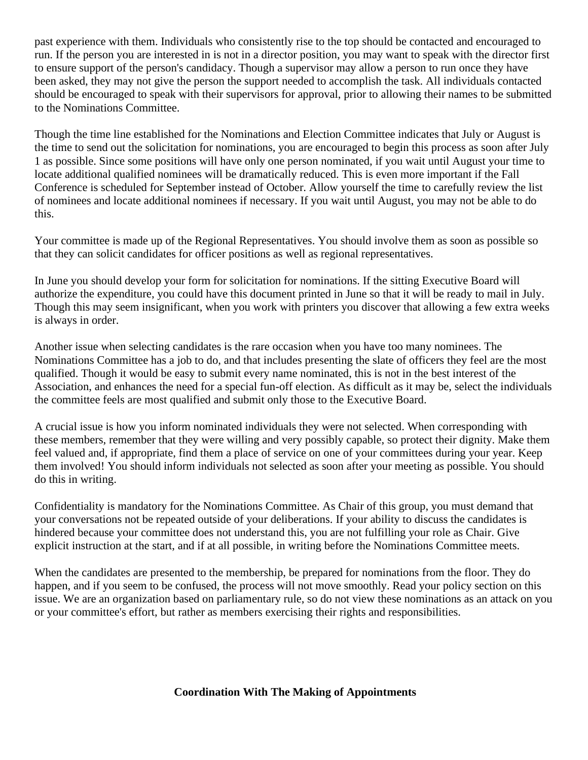past experience with them. Individuals who consistently rise to the top should be contacted and encouraged to run. If the person you are interested in is not in a director position, you may want to speak with the director first to ensure support of the person's candidacy. Though a supervisor may allow a person to run once they have been asked, they may not give the person the support needed to accomplish the task. All individuals contacted should be encouraged to speak with their supervisors for approval, prior to allowing their names to be submitted to the Nominations Committee.

Though the time line established for the Nominations and Election Committee indicates that July or August is the time to send out the solicitation for nominations, you are encouraged to begin this process as soon after July 1 as possible. Since some positions will have only one person nominated, if you wait until August your time to locate additional qualified nominees will be dramatically reduced. This is even more important if the Fall Conference is scheduled for September instead of October. Allow yourself the time to carefully review the list of nominees and locate additional nominees if necessary. If you wait until August, you may not be able to do this.

Your committee is made up of the Regional Representatives. You should involve them as soon as possible so that they can solicit candidates for officer positions as well as regional representatives.

In June you should develop your form for solicitation for nominations. If the sitting Executive Board will authorize the expenditure, you could have this document printed in June so that it will be ready to mail in July. Though this may seem insignificant, when you work with printers you discover that allowing a few extra weeks is always in order.

Another issue when selecting candidates is the rare occasion when you have too many nominees. The Nominations Committee has a job to do, and that includes presenting the slate of officers they feel are the most qualified. Though it would be easy to submit every name nominated, this is not in the best interest of the Association, and enhances the need for a special fun-off election. As difficult as it may be, select the individuals the committee feels are most qualified and submit only those to the Executive Board.

A crucial issue is how you inform nominated individuals they were not selected. When corresponding with these members, remember that they were willing and very possibly capable, so protect their dignity. Make them feel valued and, if appropriate, find them a place of service on one of your committees during your year. Keep them involved! You should inform individuals not selected as soon after your meeting as possible. You should do this in writing.

Confidentiality is mandatory for the Nominations Committee. As Chair of this group, you must demand that your conversations not be repeated outside of your deliberations. If your ability to discuss the candidates is hindered because your committee does not understand this, you are not fulfilling your role as Chair. Give explicit instruction at the start, and if at all possible, in writing before the Nominations Committee meets.

When the candidates are presented to the membership, be prepared for nominations from the floor. They do happen, and if you seem to be confused, the process will not move smoothly. Read your policy section on this issue. We are an organization based on parliamentary rule, so do not view these nominations as an attack on you or your committee's effort, but rather as members exercising their rights and responsibilities.

## Coordination With The Making of Appointments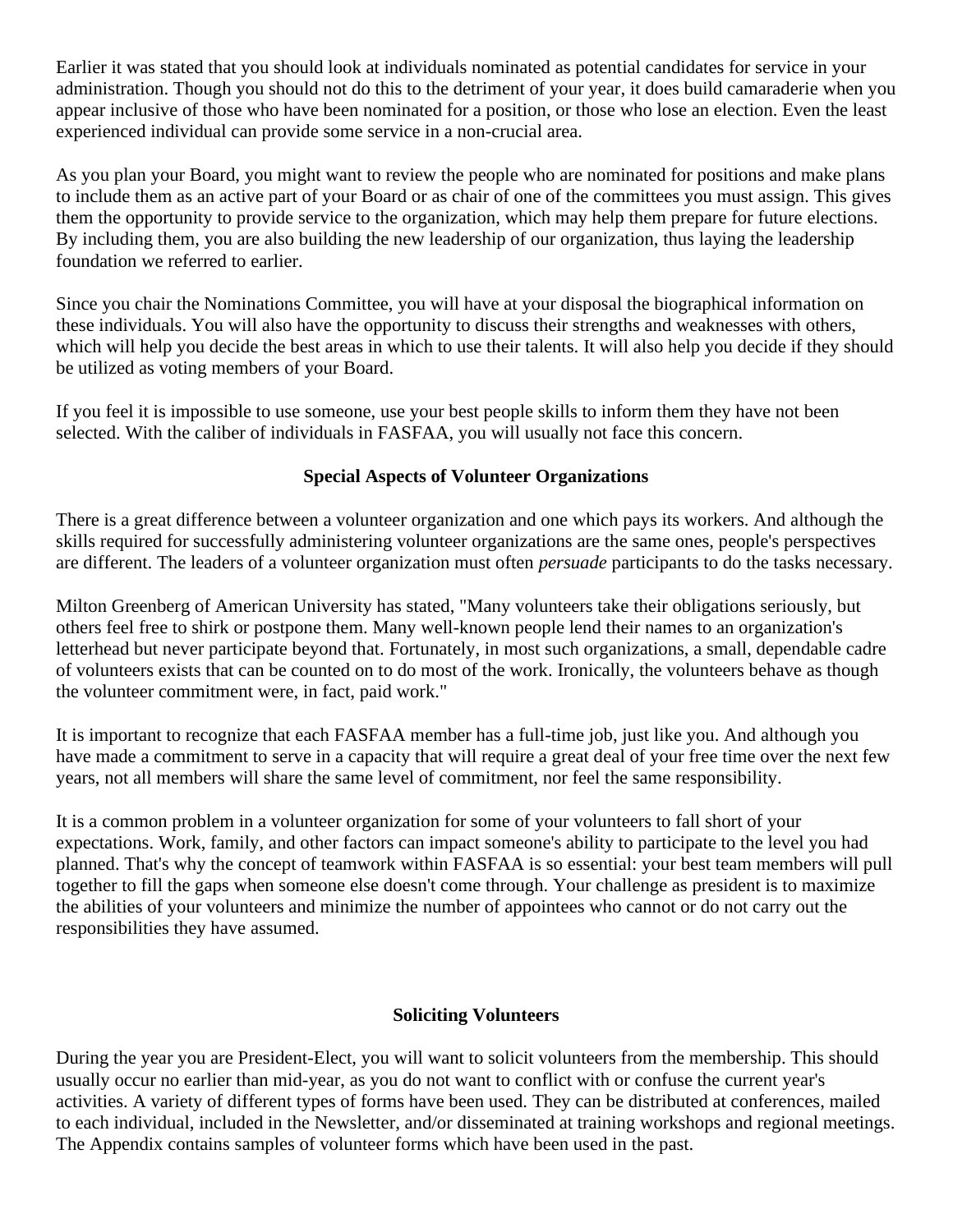Earlier it was stated that you should look at individuals nominated as potential candidates for service in your administration. Though you should not do this to the detriment of your year, it does build camaraderie when you appear inclusive of those who have been nominated for a position, or those who lose an election. Even the least experienced individual can provide some service in a non-crucial area.

As you plan your Board, you might want to review the people who are nominated for positions and make plans to include them as an active part of your Board or as chair of one of the committees you must assign. This gives them the opportunity to provide service to the organization, which may help them prepare for future elections. By including them, you are also building the new leadership of our organization, thus laying the leadership foundation we referred to earlier.

Since you chair the Nominations Committee, you will have at your disposal the biographical information on these individuals. You will also have the opportunity to discuss their strengths and weaknesses with others, which will help you decide the best areas in which to use their talents. It will also help you decide if they should be utilized as voting members of your Board.

If you feel it is impossible to use someone, use your best people skills to inform them they have not been selected. With the caliber of individuals in FASFAA, you will usually not face this concern.

### Special Aspects of Volunteer Organizations

There is a great difference between a volunteer organization and one which pays its workers. And although the skills required for successfully administering volunteer organizations are the same ones, people's perspectives are different. The leaders of a volunteer organization must often *persuade* participants to do the tasks necessary.

Milton Greenberg of American University has stated, "Many volunteers take their obligations seriously, but others feel free to shirk or postpone them. Many well-known people lend their names to an organization's letterhead but never participate beyond that. Fortunately, in most such organizations, a small, dependable cadre of volunteers exists that can be counted on to do most of the work. Ironically, the volunteers behave as though the volunteer commitment were, in fact, paid work."

It is important to recognize that each FASFAA member has a full-time job, just like you. And although you have made a commitment to serve in a capacity that will require a great deal of your free time over the next few years, not all members will share the same level of commitment, nor feel the same responsibility.

It is a common problem in a volunteer organization for some of your volunteers to fall short of your expectations. Work, family, and other factors can impact someone's ability to participate to the level you had planned. That's why the concept of teamwork within FASFAA is so essential: your best team members will pull together to fill the gaps when someone else doesn't come through. Your challenge as president is to maximize the abilities of your volunteers and minimize the number of appointees who cannot or do not carry out the responsibilities they have assumed.

### Soliciting Volunteers

During the year you are President-Elect, you will want to solicit volunteers from the membership. This should usually occur no earlier than mid-year, as you do not want to conflict with or confuse the current year's activities. A variety of different types of forms have been used. They can be distributed at conferences, mailed to each individual, included in the Newsletter, and/or disseminated at training workshops and regional meetings. The Appendix contains samples of volunteer forms which have been used in the past.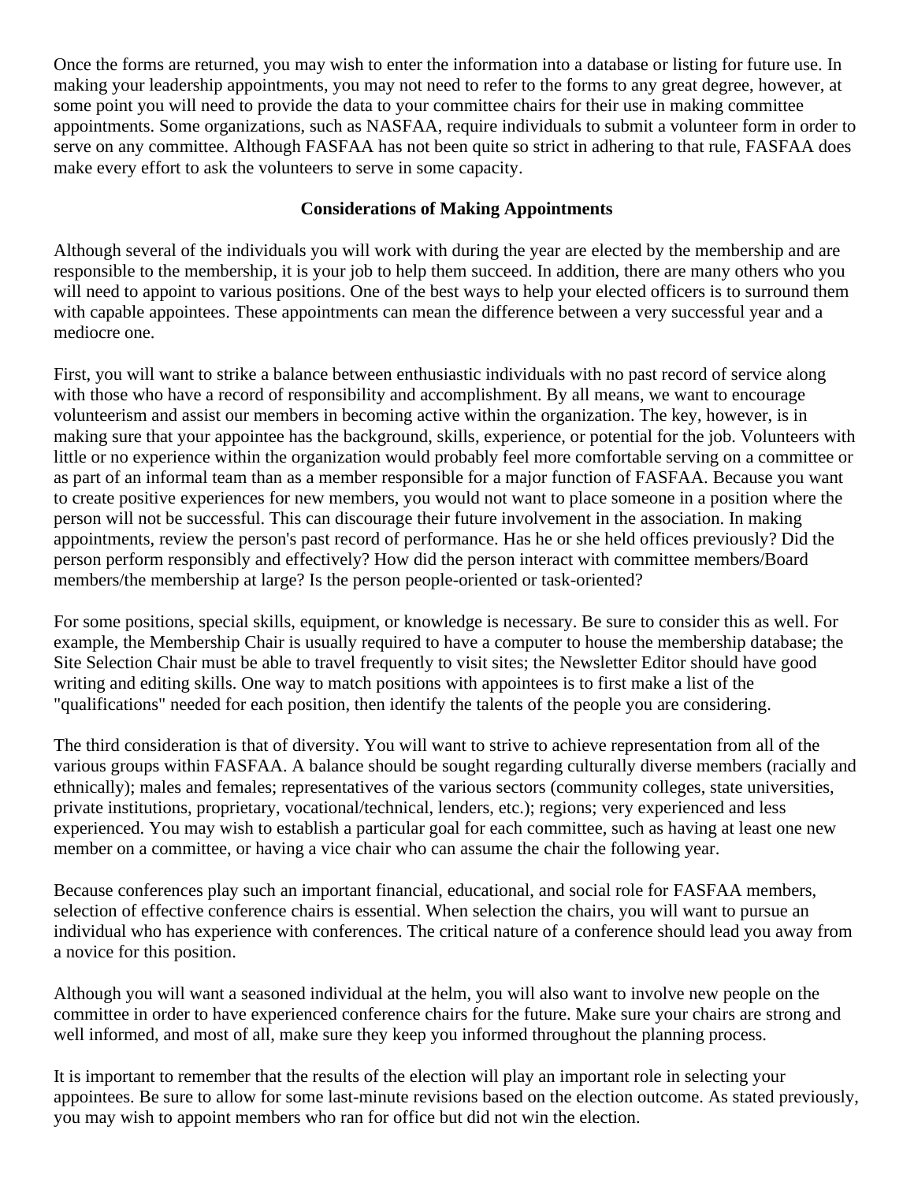Once the forms are returned, you may wish to enter the information into a database or listing for future use. In making your leadership appointments, you may not need to refer to the forms to any great degree, however, at some point you will need to provide the data to your committee chairs for their use in making committee appointments. Some organizations, such as NASFAA, require individuals to submit a volunteer form in order to serve on any committee. Although FASFAA has not been quite so strict in adhering to that rule, FASFAA does make every effort to ask the volunteers to serve in some capacity.

### Considerations of Making Appointments

Although several of the individuals you will work with during the year are elected by the membership and are responsible to the membership, it is your job to help them succeed. In addition, there are many others who you will need to appoint to various positions. One of the best ways to help your elected officers is to surround them with capable appointees. These appointments can mean the difference between a very successful year and a mediocre one.

First, you will want to strike a balance between enthusiastic individuals with no past record of service along with those who have a record of responsibility and accomplishment. By all means, we want to encourage volunteerism and assist our members in becoming active within the organization. The key, however, is in making sure that your appointee has the background, skills, experience, or potential for the job. Volunteers with little or no experience within the organization would probably feel more comfortable serving on a committee or as part of an informal team than as a member responsible for a major function of FASFAA. Because you want to create positive experiences for new members, you would not want to place someone in a position where the person will not be successful. This can discourage their future involvement in the association. In making appointments, review the person's past record of performance. Has he or she held offices previously? Did the person perform responsibly and effectively? How did the person interact with committee members/Board members/the membership at large? Is the person people-oriented or task-oriented?

For some positions, special skills, equipment, or knowledge is necessary. Be sure to consider this as well. For example, the Membership Chair is usually required to have a computer to house the membership database; the Site Selection Chair must be able to travel frequently to visit sites; the Newsletter Editor should have good writing and editing skills. One way to match positions with appointees is to first make a list of the "qualifications" needed for each position, then identify the talents of the people you are considering.

The third consideration is that of diversity. You will want to strive to achieve representation from all of the various groups within FASFAA. A balance should be sought regarding culturally diverse members (racially and ethnically); males and females; representatives of the various sectors (community colleges, state universities, private institutions, proprietary, vocational/technical, lenders, etc.); regions; very experienced and less experienced. You may wish to establish a particular goal for each committee, such as having at least one new member on a committee, or having a vice chair who can assume the chair the following year.

Because conferences play such an important financial, educational, and social role for FASFAA members, selection of effective conference chairs is essential. When selection the chairs, you will want to pursue an individual who has experience with conferences. The critical nature of a conference should lead you away from a novice for this position.

Although you will want a seasoned individual at the helm, you will also want to involve new people on the committee in order to have experienced conference chairs for the future. Make sure your chairs are strong and well informed, and most of all, make sure they keep you informed throughout the planning process.

It is important to remember that the results of the election will play an important role in selecting your appointees. Be sure to allow for some last-minute revisions based on the election outcome. As stated previously, you may wish to appoint members who ran for office but did not win the election.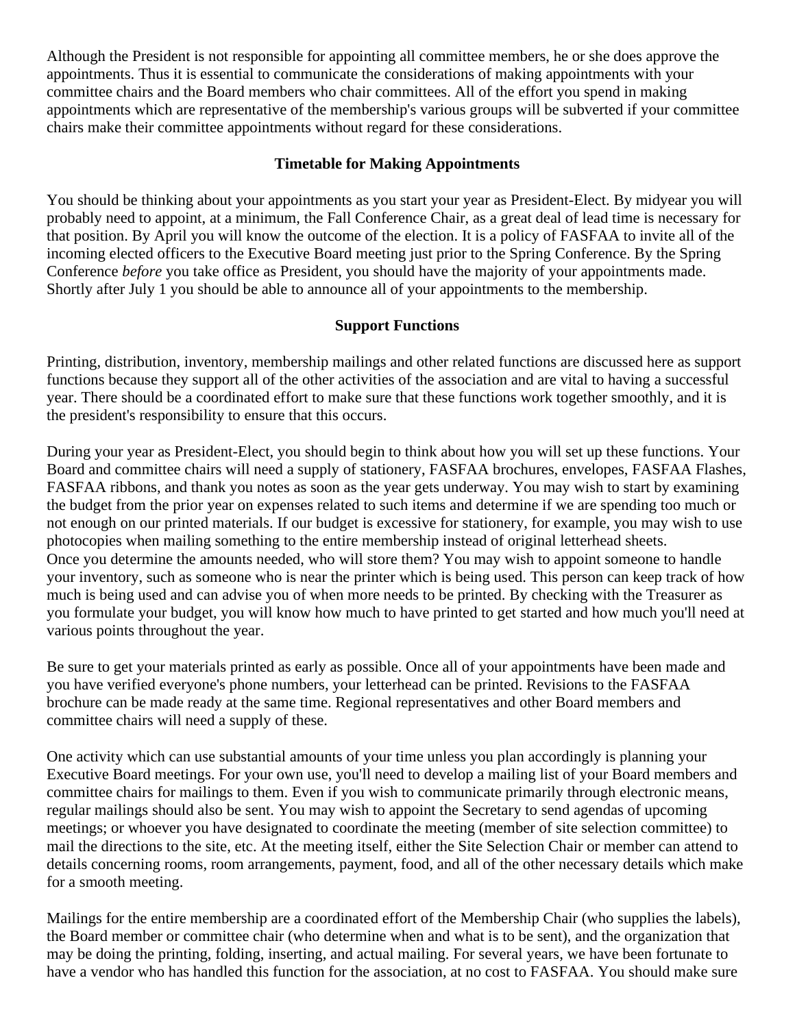Although the President is not responsible for appointing all committee members, he or she does approve the appointments. Thus it is essential to communicate the considerations of making appointments with your committee chairs and the Board members who chair committees. All of the effort you spend in making appointments which are representative of the membership's various groups will be subverted if your committee chairs make their committee appointments without regard for these considerations.

### Timetable for Making Appointments

You should be thinking about your appointments as you start your year as President-Elect. By midyear you will probably need to appoint, at a minimum, the Fall Conference Chair, as a great deal of lead time is necessary for that position. By April you will know the outcome of the election. It is a policy of FASFAA to invite all of the incoming elected officers to the Executive Board meeting just prior to the Spring Conference. By the Spring Conference *before* you take office as President, you should have the majority of your appointments made. Shortly after July 1 you should be able to announce all of your appointments to the membership.

### Support Functions

Printing, distribution, inventory, membership mailings and other related functions are discussed here as support functions because they support all of the other activities of the association and are vital to having a successful year. There should be a coordinated effort to make sure that these functions work together smoothly, and it is the president's responsibility to ensure that this occurs.

During your year as President-Elect, you should begin to think about how you will set up these functions. Your Board and committee chairs will need a supply of stationery, FASFAA brochures, envelopes, FASFAA Flashes, FASFAA ribbons, and thank you notes as soon as the year gets underway. You may wish to start by examining the budget from the prior year on expenses related to such items and determine if we are spending too much or not enough on our printed materials. If our budget is excessive for stationery, for example, you may wish to use photocopies when mailing something to the entire membership instead of original letterhead sheets.
Once you determine the amounts needed, who will store them? You may wish to appoint someone to handle your inventory, such as someone who is near the printer which is being used. This person can keep track of how much is being used and can advise you of when more needs to be printed. By checking with the Treasurer as you formulate your budget, you will know how much to have printed to get started and how much you'll need at various points throughout the year.

Be sure to get your materials printed as early as possible. Once all of your appointments have been made and you have verified everyone's phone numbers, your letterhead can be printed. Revisions to the FASFAA brochure can be made ready at the same time. Regional representatives and other Board members and committee chairs will need a supply of these.

One activity which can use substantial amounts of your time unless you plan accordingly is planning your Executive Board meetings. For your own use, you'll need to develop a mailing list of your Board members and committee chairs for mailings to them. Even if you wish to communicate primarily through electronic means, regular mailings should also be sent. You may wish to appoint the Secretary to send agendas of upcoming meetings; or whoever you have designated to coordinate the meeting (member of site selection committee) to mail the directions to the site, etc. At the meeting itself, either the Site Selection Chair or member can attend to details concerning rooms, room arrangements, payment, food, and all of the other necessary details which make for a smooth meeting.

Mailings for the entire membership are a coordinated effort of the Membership Chair (who supplies the labels), the Board member or committee chair (who determine when and what is to be sent), and the organization that may be doing the printing, folding, inserting, and actual mailing. For several years, we have been fortunate to have a vendor who has handled this function for the association, at no cost to FASFAA. You should make sure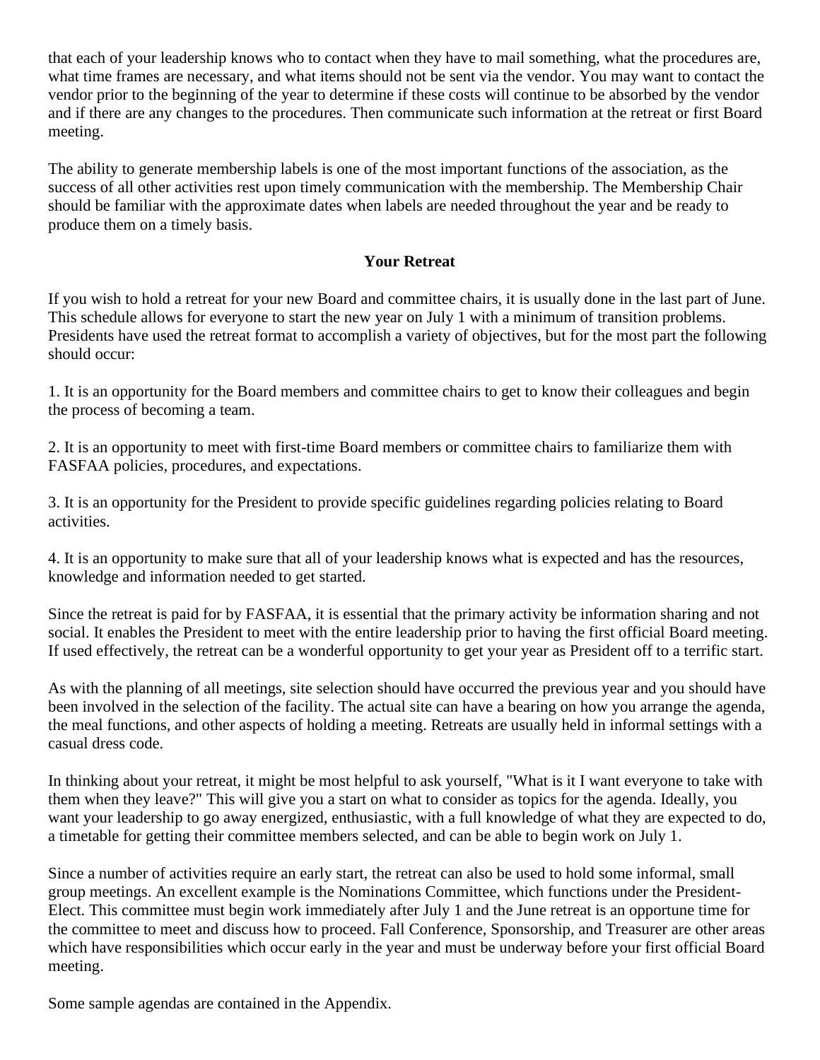that each of your leadership knows who to contact when they have to mail something, what the procedures are, what time frames are necessary, and what items should not be sent via the vendor. You may want to contact the vendor prior to the beginning of the year to determine if these costs will continue to be absorbed by the vendor and if there are any changes to the procedures. Then communicate such information at the retreat or first Board meeting.

The ability to generate membership labels is one of the most important functions of the association, as the success of all other activities rest upon timely communication with the membership. The Membership Chair should be familiar with the approximate dates when labels are needed throughout the year and be ready to produce them on a timely basis.

## Your Retreat

If you wish to hold a retreat for your new Board and committee chairs, it is usually done in the last part of June. This schedule allows for everyone to start the new year on July 1 with a minimum of transition problems. Presidents have used the retreat format to accomplish a variety of objectives, but for the most part the following should occur:

1. It is an opportunity for the Board members and committee chairs to get to know their colleagues and begin the process of becoming a team.

2. It is an opportunity to meet with first-time Board members or committee chairs to familiarize them with FASFAA policies, procedures, and expectations.

3. It is an opportunity for the President to provide specific guidelines regarding policies relating to Board activities.

4. It is an opportunity to make sure that all of your leadership knows what is expected and has the resources, knowledge and information needed to get started.

Since the retreat is paid for by FASFAA, it is essential that the primary activity be information sharing and not social. It enables the President to meet with the entire leadership prior to having the first official Board meeting. If used effectively, the retreat can be a wonderful opportunity to get your year as President off to a terrific start.

As with the planning of all meetings, site selection should have occurred the previous year and you should have been involved in the selection of the facility. The actual site can have a bearing on how you arrange the agenda, the meal functions, and other aspects of holding a meeting. Retreats are usually held in informal settings with a casual dress code.

In thinking about your retreat, it might be most helpful to ask yourself, "What is it I want everyone to take with them when they leave?" This will give you a start on what to consider as topics for the agenda. Ideally, you want your leadership to go away energized, enthusiastic, with a full knowledge of what they are expected to do, a timetable for getting their committee members selected, and can be able to begin work on July 1.

Since a number of activities require an early start, the retreat can also be used to hold some informal, small group meetings. An excellent example is the Nominations Committee, which functions under the President-Elect. This committee must begin work immediately after July 1 and the June retreat is an opportune time for the committee to meet and discuss how to proceed. Fall Conference, Sponsorship, and Treasurer are other areas which have responsibilities which occur early in the year and must be underway before your first official Board meeting.

Some sample agendas are contained in the Appendix.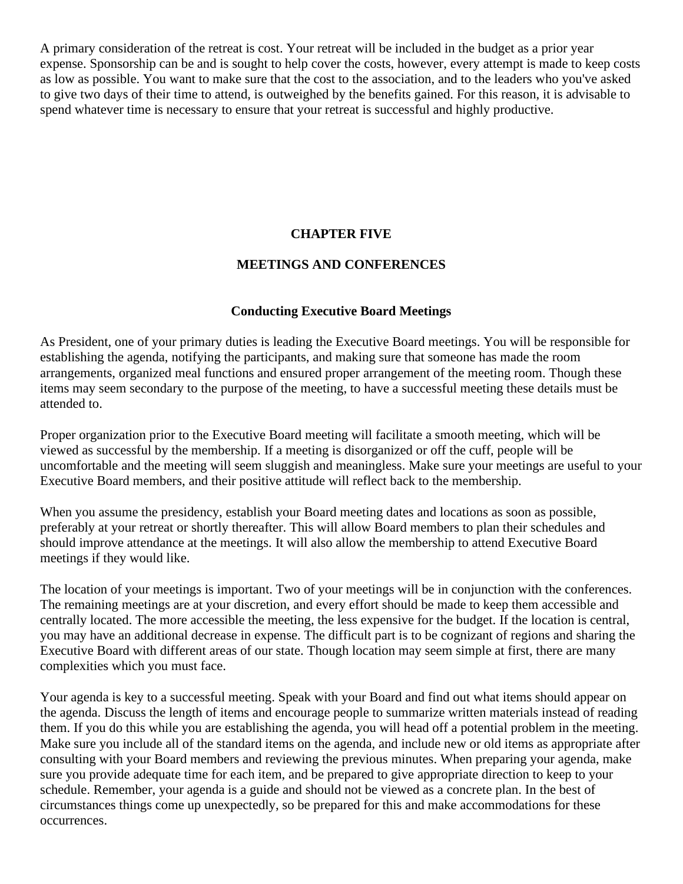A primary consideration of the retreat is cost. Your retreat will be included in the budget as a prior year expense. Sponsorship can be and is sought to help cover the costs, however, every attempt is made to keep costs as low as possible. You want to make sure that the cost to the association, and to the leaders who you've asked to give two days of their time to attend, is outweighed by the benefits gained. For this reason, it is advisable to spend whatever time is necessary to ensure that your retreat is successful and highly productive.

# CHAPTER FIVE

# MEETINGS AND CONFERENCES

## Conducting Executive Board Meetings

As President, one of your primary duties is leading the Executive Board meetings. You will be responsible for establishing the agenda, notifying the participants, and making sure that someone has made the room arrangements, organized meal functions and ensured proper arrangement of the meeting room. Though these items may seem secondary to the purpose of the meeting, to have a successful meeting these details must be attended to.

Proper organization prior to the Executive Board meeting will facilitate a smooth meeting, which will be viewed as successful by the membership. If a meeting is disorganized or off the cuff, people will be uncomfortable and the meeting will seem sluggish and meaningless. Make sure your meetings are useful to your Executive Board members, and their positive attitude will reflect back to the membership.

When you assume the presidency, establish your Board meeting dates and locations as soon as possible, preferably at your retreat or shortly thereafter. This will allow Board members to plan their schedules and should improve attendance at the meetings. It will also allow the membership to attend Executive Board meetings if they would like.

The location of your meetings is important. Two of your meetings will be in conjunction with the conferences. The remaining meetings are at your discretion, and every effort should be made to keep them accessible and centrally located. The more accessible the meeting, the less expensive for the budget. If the location is central, you may have an additional decrease in expense. The difficult part is to be cognizant of regions and sharing the Executive Board with different areas of our state. Though location may seem simple at first, there are many complexities which you must face.

Your agenda is key to a successful meeting. Speak with your Board and find out what items should appear on the agenda. Discuss the length of items and encourage people to summarize written materials instead of reading them. If you do this while you are establishing the agenda, you will head off a potential problem in the meeting. Make sure you include all of the standard items on the agenda, and include new or old items as appropriate after consulting with your Board members and reviewing the previous minutes. When preparing your agenda, make sure you provide adequate time for each item, and be prepared to give appropriate direction to keep to your schedule. Remember, your agenda is a guide and should not be viewed as a concrete plan. In the best of circumstances things come up unexpectedly, so be prepared for this and make accommodations for these occurrences.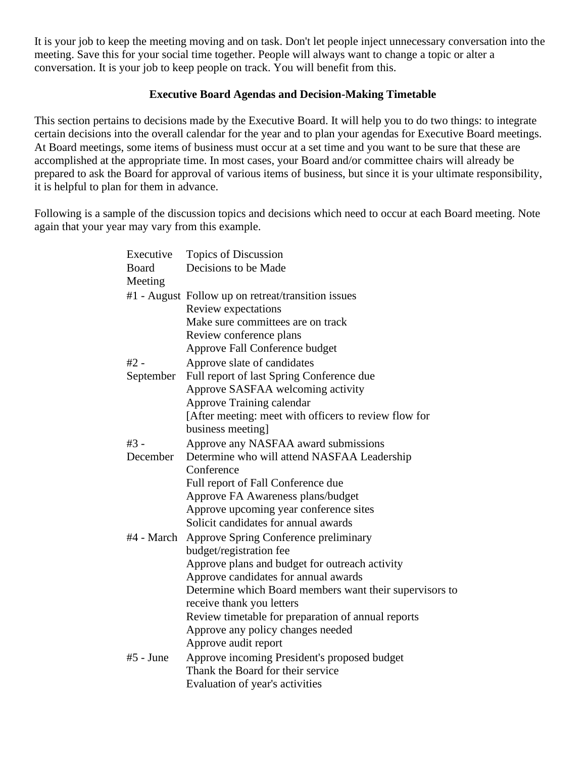It is your job to keep the meeting moving and on task. Don't let people inject unnecessary conversation into the meeting. Save this for your social time together. People will always want to change a topic or alter a conversation. It is your job to keep people on track. You will benefit from this.

## Executive Board Agendas and Decision-Making Timetable

This section pertains to decisions made by the Executive Board. It will help you to do two things: to integrate certain decisions into the overall calendar for the year and to plan your agendas for Executive Board meetings. At Board meetings, some items of business must occur at a set time and you want to be sure that these are accomplished at the appropriate time. In most cases, your Board and/or committee chairs will already be prepared to ask the Board for approval of various items of business, but since it is your ultimate responsibility, it is helpful to plan for them in advance.

Following is a sample of the discussion topics and decisions which need to occur at each Board meeting. Note again that your year may vary from this example.

| Executive Board Meeting | Topics of Discussion<br>Decisions to be Made |
|---|---|
| #1 - August | Follow up on retreat/transition issues<br>Review expectations<br>Make sure committees are on track<br>Review conference plans<br>Approve Fall Conference budget |
| #2 - September | Approve slate of candidates<br>Full report of last Spring Conference due<br>Approve SASFAA welcoming activity<br>Approve Training calendar<br>[After meeting: meet with officers to review flow for business meeting] |
| #3 - December | Approve any NASFAA award submissions<br>Determine who will attend NASFAA Leadership Conference<br>Full report of Fall Conference due<br>Approve FA Awareness plans/budget<br>Approve upcoming year conference sites<br>Solicit candidates for annual awards |
| #4 - March | Approve Spring Conference preliminary budget/registration fee<br>Approve plans and budget for outreach activity<br>Approve candidates for annual awards<br>Determine which Board members want their supervisors to receive thank you letters<br>Review timetable for preparation of annual reports<br>Approve any policy changes needed<br>Approve audit report |
| #5 - June | Approve incoming President's proposed budget<br>Thank the Board for their service<br>Evaluation of year's activities |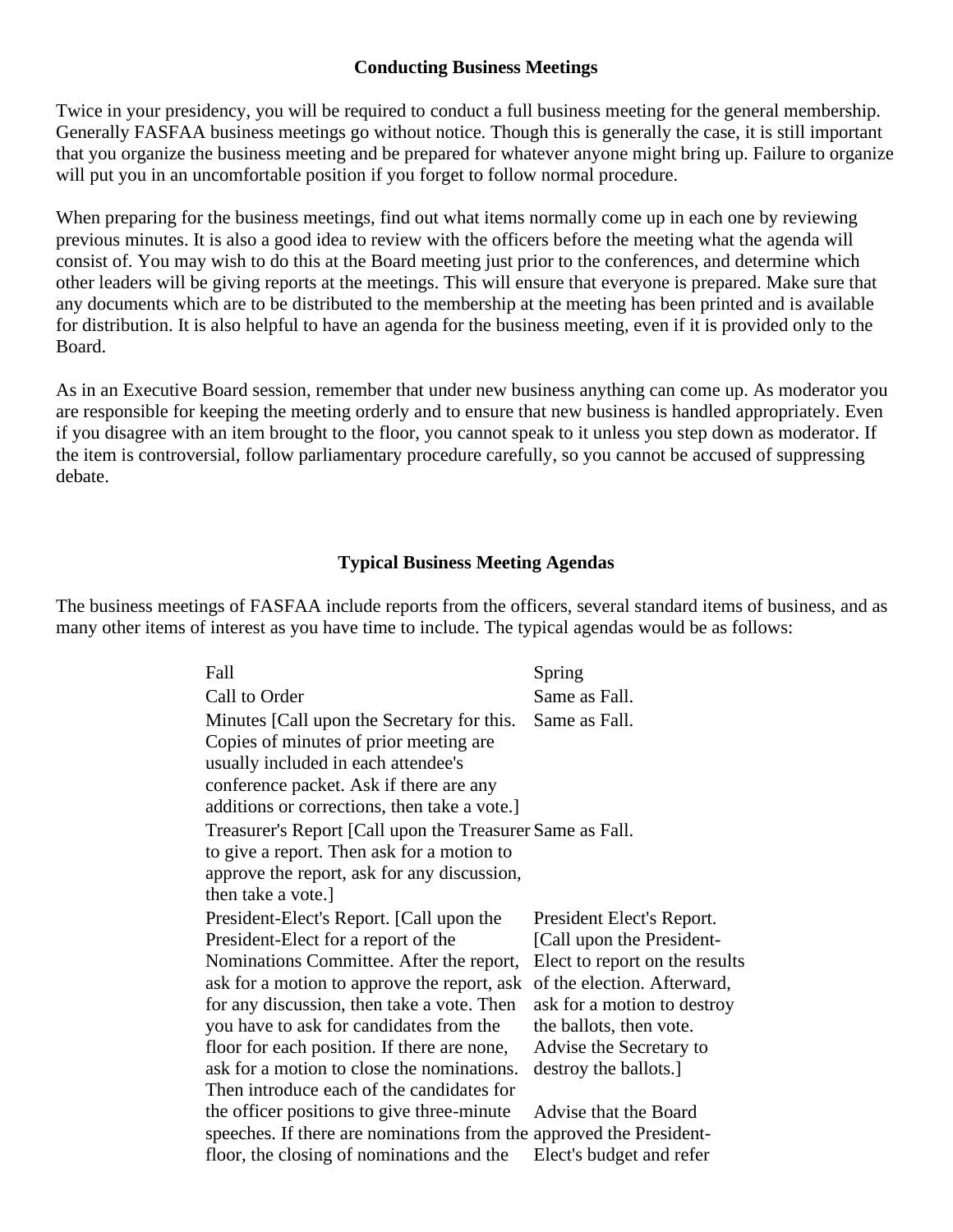### Conducting Business Meetings

Twice in your presidency, you will be required to conduct a full business meeting for the general membership. Generally FASFAA business meetings go without notice. Though this is generally the case, it is still important that you organize the business meeting and be prepared for whatever anyone might bring up. Failure to organize will put you in an uncomfortable position if you forget to follow normal procedure.

When preparing for the business meetings, find out what items normally come up in each one by reviewing previous minutes. It is also a good idea to review with the officers before the meeting what the agenda will consist of. You may wish to do this at the Board meeting just prior to the conferences, and determine which other leaders will be giving reports at the meetings. This will ensure that everyone is prepared. Make sure that any documents which are to be distributed to the membership at the meeting has been printed and is available for distribution. It is also helpful to have an agenda for the business meeting, even if it is provided only to the Board.

As in an Executive Board session, remember that under new business anything can come up. As moderator you are responsible for keeping the meeting orderly and to ensure that new business is handled appropriately. Even if you disagree with an item brought to the floor, you cannot speak to it unless you step down as moderator. If the item is controversial, follow parliamentary procedure carefully, so you cannot be accused of suppressing debate.

### Typical Business Meeting Agendas

The business meetings of FASFAA include reports from the officers, several standard items of business, and as many other items of interest as you have time to include. The typical agendas would be as follows:

| Fall | Spring |
|---|---|
| Call to Order | Same as Fall. |
| Minutes [Call upon the Secretary for this. Copies of minutes of prior meeting are usually included in each attendee's conference packet. Ask if there are any additions or corrections, then take a vote.] | Same as Fall. |
| Treasurer's Report [Call upon the Treasurer to give a report. Then ask for a motion to approve the report, ask for any discussion, then take a vote.] | Same as Fall. |
| President-Elect's Report. [Call upon the President-Elect for a report of the Nominations Committee. After the report, ask for a motion to approve the report, ask for any discussion, then take a vote. Then you have to ask for candidates from the floor for each position. If there are none, ask for a motion to close the nominations. Then introduce each of the candidates for the officer positions to give three-minute speeches. If there are nominations from the floor, the closing of nominations and the | President Elect's Report. [Call upon the President-Elect to report on the results of the election. Afterward, ask for a motion to destroy the ballots, then vote. Advise the Secretary to destroy the ballots.]<br><br>Advise that the Board approved the President-Elect's budget and refer |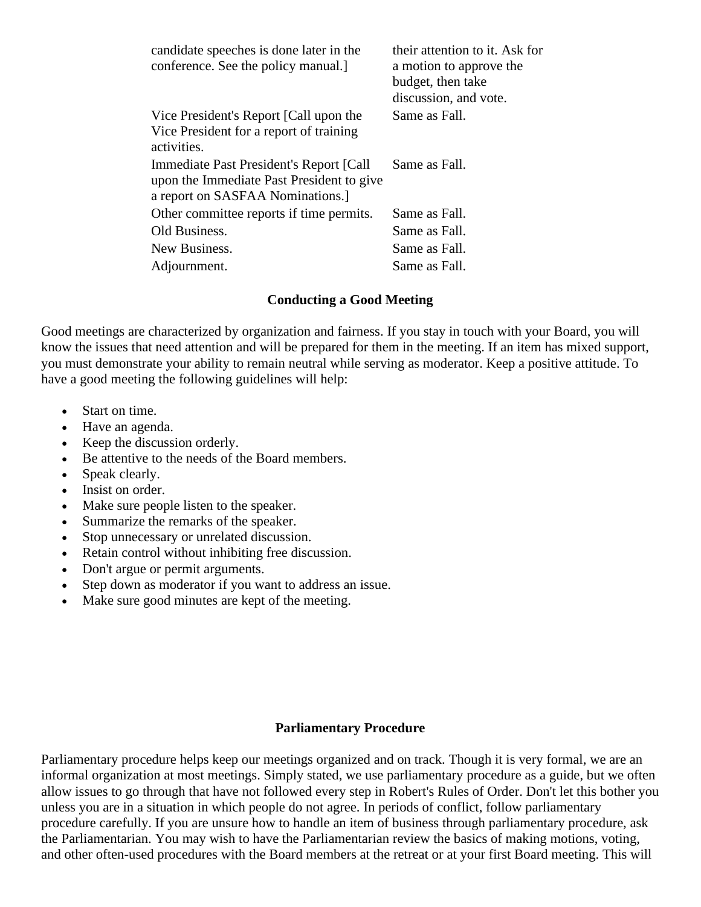| | |
|---|---|
| candidate speeches is done later in the conference. See the policy manual.] | their attention to it. Ask for a motion to approve the budget, then take discussion, and vote. |
| Vice President's Report [Call upon the Vice President for a report of training activities. | Same as Fall. |
| Immediate Past President's Report [Call upon the Immediate Past President to give a report on SASFAA Nominations.] | Same as Fall. |
| Other committee reports if time permits. | Same as Fall. |
| Old Business. | Same as Fall. |
| New Business. | Same as Fall. |
| Adjournment. | Same as Fall. |

## Conducting a Good Meeting

Good meetings are characterized by organization and fairness. If you stay in touch with your Board, you will know the issues that need attention and will be prepared for them in the meeting. If an item has mixed support, you must demonstrate your ability to remain neutral while serving as moderator. Keep a positive attitude. To have a good meeting the following guidelines will help:

- Start on time.
- Have an agenda.
- Keep the discussion orderly.
- Be attentive to the needs of the Board members.
- Speak clearly.
- Insist on order.
- Make sure people listen to the speaker.
- Summarize the remarks of the speaker.
- Stop unnecessary or unrelated discussion.
- Retain control without inhibiting free discussion.
- Don't argue or permit arguments.
- Step down as moderator if you want to address an issue.
- Make sure good minutes are kept of the meeting.

## Parliamentary Procedure

Parliamentary procedure helps keep our meetings organized and on track. Though it is very formal, we are an informal organization at most meetings. Simply stated, we use parliamentary procedure as a guide, but we often allow issues to go through that have not followed every step in Robert's Rules of Order. Don't let this bother you unless you are in a situation in which people do not agree. In periods of conflict, follow parliamentary procedure carefully. If you are unsure how to handle an item of business through parliamentary procedure, ask the Parliamentarian. You may wish to have the Parliamentarian review the basics of making motions, voting, and other often-used procedures with the Board members at the retreat or at your first Board meeting. This will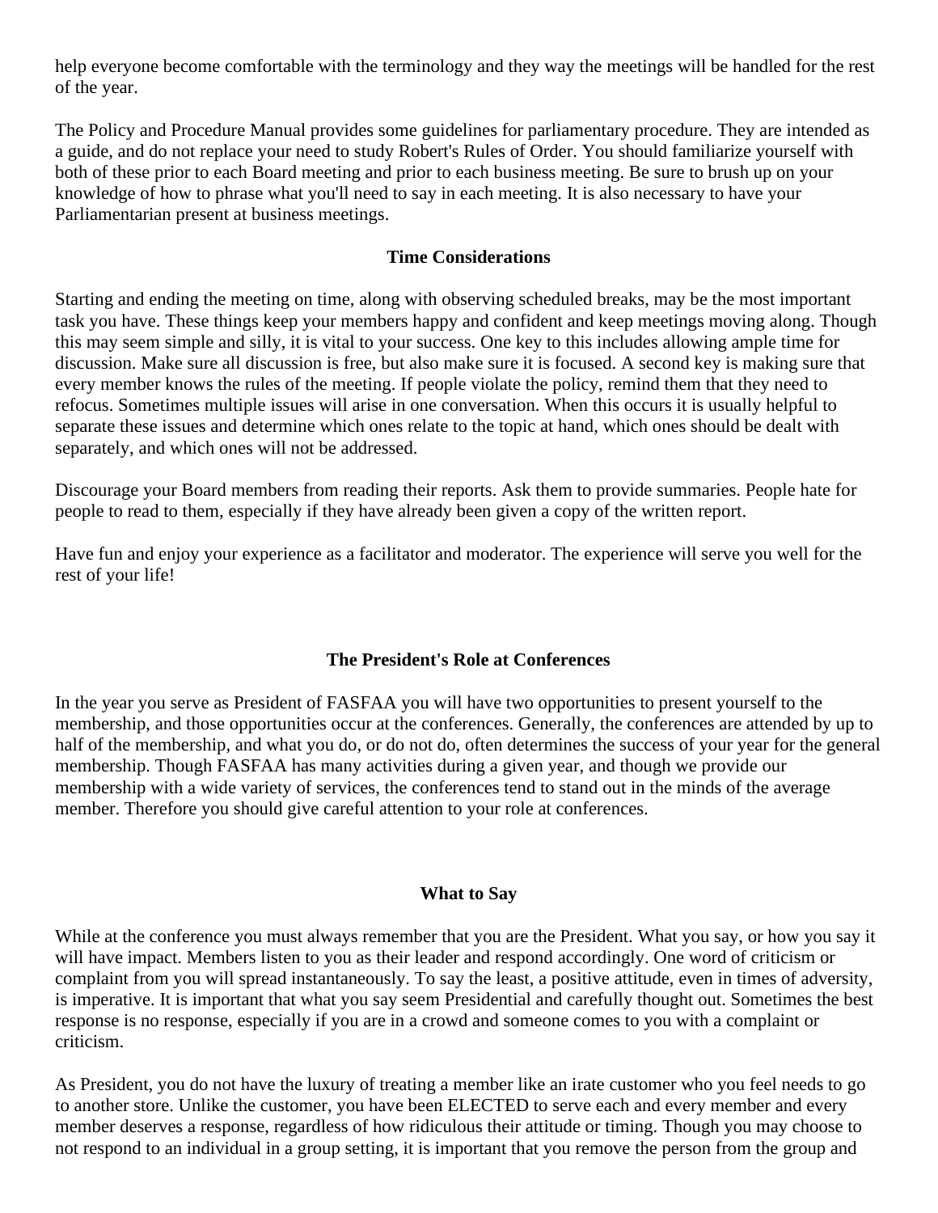help everyone become comfortable with the terminology and they way the meetings will be handled for the rest of the year.

The Policy and Procedure Manual provides some guidelines for parliamentary procedure. They are intended as a guide, and do not replace your need to study Robert's Rules of Order. You should familiarize yourself with both of these prior to each Board meeting and prior to each business meeting. Be sure to brush up on your knowledge of how to phrase what you'll need to say in each meeting. It is also necessary to have your Parliamentarian present at business meetings.

### Time Considerations

Starting and ending the meeting on time, along with observing scheduled breaks, may be the most important task you have. These things keep your members happy and confident and keep meetings moving along. Though this may seem simple and silly, it is vital to your success. One key to this includes allowing ample time for discussion. Make sure all discussion is free, but also make sure it is focused. A second key is making sure that every member knows the rules of the meeting. If people violate the policy, remind them that they need to refocus. Sometimes multiple issues will arise in one conversation. When this occurs it is usually helpful to separate these issues and determine which ones relate to the topic at hand, which ones should be dealt with separately, and which ones will not be addressed.

Discourage your Board members from reading their reports. Ask them to provide summaries. People hate for people to read to them, especially if they have already been given a copy of the written report.

Have fun and enjoy your experience as a facilitator and moderator. The experience will serve you well for the rest of your life!

## The President's Role at Conferences

In the year you serve as President of FASFAA you will have two opportunities to present yourself to the membership, and those opportunities occur at the conferences. Generally, the conferences are attended by up to half of the membership, and what you do, or do not do, often determines the success of your year for the general membership. Though FASFAA has many activities during a given year, and though we provide our membership with a wide variety of services, the conferences tend to stand out in the minds of the average member. Therefore you should give careful attention to your role at conferences.

### What to Say

While at the conference you must always remember that you are the President. What you say, or how you say it will have impact. Members listen to you as their leader and respond accordingly. One word of criticism or complaint from you will spread instantaneously. To say the least, a positive attitude, even in times of adversity, is imperative. It is important that what you say seem Presidential and carefully thought out. Sometimes the best response is no response, especially if you are in a crowd and someone comes to you with a complaint or criticism.

As President, you do not have the luxury of treating a member like an irate customer who you feel needs to go to another store. Unlike the customer, you have been ELECTED to serve each and every member and every member deserves a response, regardless of how ridiculous their attitude or timing. Though you may choose to not respond to an individual in a group setting, it is important that you remove the person from the group and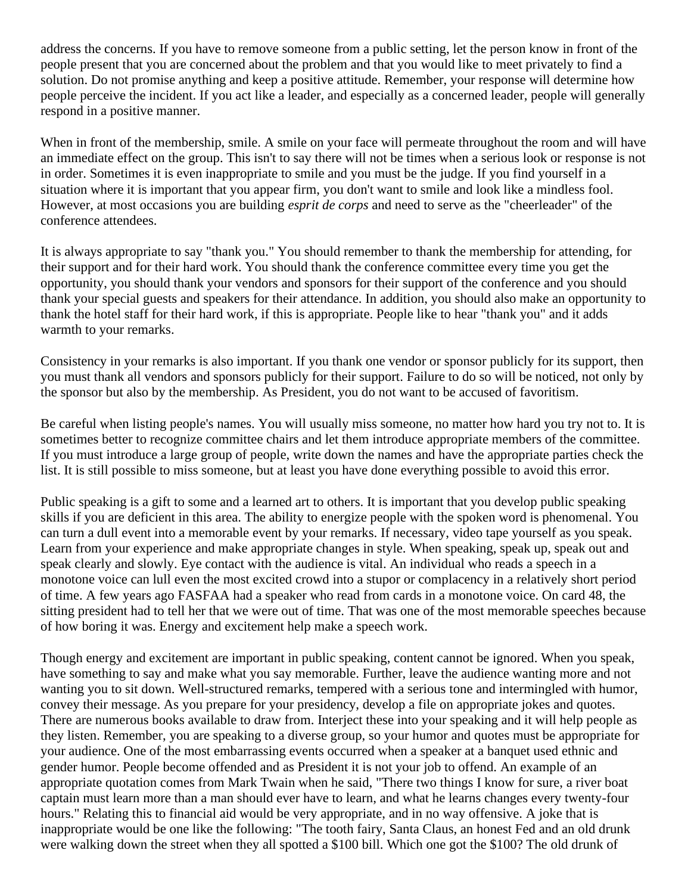address the concerns. If you have to remove someone from a public setting, let the person know in front of the people present that you are concerned about the problem and that you would like to meet privately to find a solution. Do not promise anything and keep a positive attitude. Remember, your response will determine how people perceive the incident. If you act like a leader, and especially as a concerned leader, people will generally respond in a positive manner.

When in front of the membership, smile. A smile on your face will permeate throughout the room and will have an immediate effect on the group. This isn't to say there will not be times when a serious look or response is not in order. Sometimes it is even inappropriate to smile and you must be the judge. If you find yourself in a situation where it is important that you appear firm, you don't want to smile and look like a mindless fool. However, at most occasions you are building *esprit de corps* and need to serve as the "cheerleader" of the conference attendees.

It is always appropriate to say "thank you." You should remember to thank the membership for attending, for their support and for their hard work. You should thank the conference committee every time you get the opportunity, you should thank your vendors and sponsors for their support of the conference and you should thank your special guests and speakers for their attendance. In addition, you should also make an opportunity to thank the hotel staff for their hard work, if this is appropriate. People like to hear "thank you" and it adds warmth to your remarks.

Consistency in your remarks is also important. If you thank one vendor or sponsor publicly for its support, then you must thank all vendors and sponsors publicly for their support. Failure to do so will be noticed, not only by the sponsor but also by the membership. As President, you do not want to be accused of favoritism.

Be careful when listing people's names. You will usually miss someone, no matter how hard you try not to. It is sometimes better to recognize committee chairs and let them introduce appropriate members of the committee. If you must introduce a large group of people, write down the names and have the appropriate parties check the list. It is still possible to miss someone, but at least you have done everything possible to avoid this error.

Public speaking is a gift to some and a learned art to others. It is important that you develop public speaking skills if you are deficient in this area. The ability to energize people with the spoken word is phenomenal. You can turn a dull event into a memorable event by your remarks. If necessary, video tape yourself as you speak. Learn from your experience and make appropriate changes in style. When speaking, speak up, speak out and speak clearly and slowly. Eye contact with the audience is vital. An individual who reads a speech in a monotone voice can lull even the most excited crowd into a stupor or complacency in a relatively short period of time. A few years ago FASFAA had a speaker who read from cards in a monotone voice. On card 48, the sitting president had to tell her that we were out of time. That was one of the most memorable speeches because of how boring it was. Energy and excitement help make a speech work.

Though energy and excitement are important in public speaking, content cannot be ignored. When you speak, have something to say and make what you say memorable. Further, leave the audience wanting more and not wanting you to sit down. Well-structured remarks, tempered with a serious tone and intermingled with humor, convey their message. As you prepare for your presidency, develop a file on appropriate jokes and quotes. There are numerous books available to draw from. Interject these into your speaking and it will help people as they listen. Remember, you are speaking to a diverse group, so your humor and quotes must be appropriate for your audience. One of the most embarrassing events occurred when a speaker at a banquet used ethnic and gender humor. People become offended and as President it is not your job to offend. An example of an appropriate quotation comes from Mark Twain when he said, "There two things I know for sure, a river boat captain must learn more than a man should ever have to learn, and what he learns changes every twenty-four hours." Relating this to financial aid would be very appropriate, and in no way offensive. A joke that is inappropriate would be one like the following: "The tooth fairy, Santa Claus, an honest Fed and an old drunk were walking down the street when they all spotted a $100 bill. Which one got the $100? The old drunk of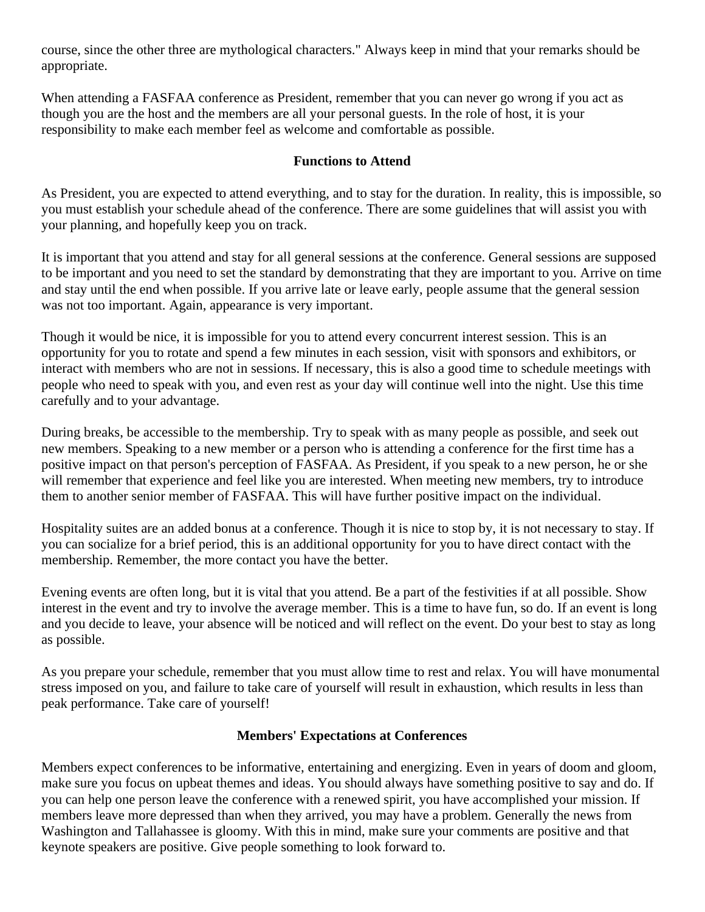course, since the other three are mythological characters." Always keep in mind that your remarks should be appropriate.

When attending a FASFAA conference as President, remember that you can never go wrong if you act as though you are the host and the members are all your personal guests. In the role of host, it is your responsibility to make each member feel as welcome and comfortable as possible.

### Functions to Attend

As President, you are expected to attend everything, and to stay for the duration. In reality, this is impossible, so you must establish your schedule ahead of the conference. There are some guidelines that will assist you with your planning, and hopefully keep you on track.

It is important that you attend and stay for all general sessions at the conference. General sessions are supposed to be important and you need to set the standard by demonstrating that they are important to you. Arrive on time and stay until the end when possible. If you arrive late or leave early, people assume that the general session was not too important. Again, appearance is very important.

Though it would be nice, it is impossible for you to attend every concurrent interest session. This is an opportunity for you to rotate and spend a few minutes in each session, visit with sponsors and exhibitors, or interact with members who are not in sessions. If necessary, this is also a good time to schedule meetings with people who need to speak with you, and even rest as your day will continue well into the night. Use this time carefully and to your advantage.

During breaks, be accessible to the membership. Try to speak with as many people as possible, and seek out new members. Speaking to a new member or a person who is attending a conference for the first time has a positive impact on that person's perception of FASFAA. As President, if you speak to a new person, he or she will remember that experience and feel like you are interested. When meeting new members, try to introduce them to another senior member of FASFAA. This will have further positive impact on the individual.

Hospitality suites are an added bonus at a conference. Though it is nice to stop by, it is not necessary to stay. If you can socialize for a brief period, this is an additional opportunity for you to have direct contact with the membership. Remember, the more contact you have the better.

Evening events are often long, but it is vital that you attend. Be a part of the festivities if at all possible. Show interest in the event and try to involve the average member. This is a time to have fun, so do. If an event is long and you decide to leave, your absence will be noticed and will reflect on the event. Do your best to stay as long as possible.

As you prepare your schedule, remember that you must allow time to rest and relax. You will have monumental stress imposed on you, and failure to take care of yourself will result in exhaustion, which results in less than peak performance. Take care of yourself!

### Members' Expectations at Conferences

Members expect conferences to be informative, entertaining and energizing. Even in years of doom and gloom, make sure you focus on upbeat themes and ideas. You should always have something positive to say and do. If you can help one person leave the conference with a renewed spirit, you have accomplished your mission. If members leave more depressed than when they arrived, you may have a problem. Generally the news from Washington and Tallahassee is gloomy. With this in mind, make sure your comments are positive and that keynote speakers are positive. Give people something to look forward to.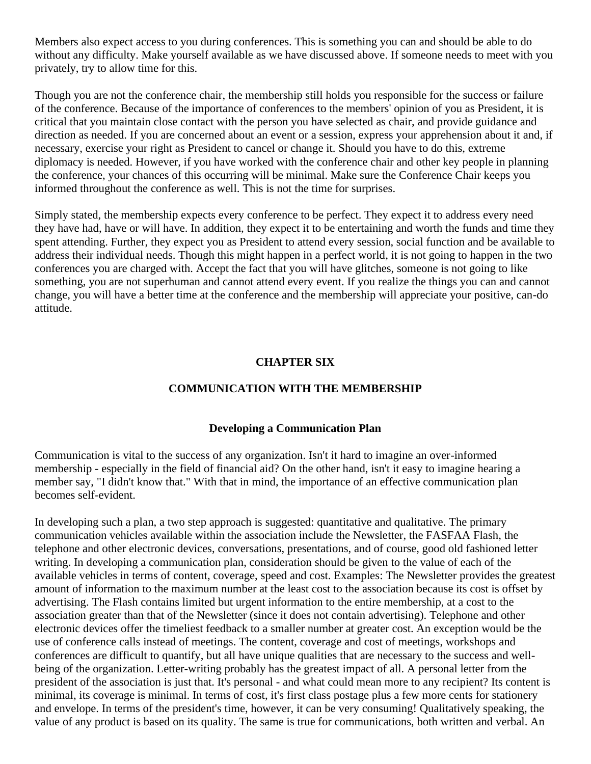Members also expect access to you during conferences. This is something you can and should be able to do without any difficulty. Make yourself available as we have discussed above. If someone needs to meet with you privately, try to allow time for this.

Though you are not the conference chair, the membership still holds you responsible for the success or failure of the conference. Because of the importance of conferences to the members' opinion of you as President, it is critical that you maintain close contact with the person you have selected as chair, and provide guidance and direction as needed. If you are concerned about an event or a session, express your apprehension about it and, if necessary, exercise your right as President to cancel or change it. Should you have to do this, extreme diplomacy is needed. However, if you have worked with the conference chair and other key people in planning the conference, your chances of this occurring will be minimal. Make sure the Conference Chair keeps you informed throughout the conference as well. This is not the time for surprises.

Simply stated, the membership expects every conference to be perfect. They expect it to address every need they have had, have or will have. In addition, they expect it to be entertaining and worth the funds and time they spent attending. Further, they expect you as President to attend every session, social function and be available to address their individual needs. Though this might happen in a perfect world, it is not going to happen in the two conferences you are charged with. Accept the fact that you will have glitches, someone is not going to like something, you are not superhuman and cannot attend every event. If you realize the things you can and cannot change, you will have a better time at the conference and the membership will appreciate your positive, can-do attitude.

# CHAPTER SIX

# COMMUNICATION WITH THE MEMBERSHIP

## Developing a Communication Plan

Communication is vital to the success of any organization. Isn't it hard to imagine an over-informed membership - especially in the field of financial aid? On the other hand, isn't it easy to imagine hearing a member say, "I didn't know that." With that in mind, the importance of an effective communication plan becomes self-evident.

In developing such a plan, a two step approach is suggested: quantitative and qualitative. The primary communication vehicles available within the association include the Newsletter, the FASFAA Flash, the telephone and other electronic devices, conversations, presentations, and of course, good old fashioned letter writing. In developing a communication plan, consideration should be given to the value of each of the available vehicles in terms of content, coverage, speed and cost. Examples: The Newsletter provides the greatest amount of information to the maximum number at the least cost to the association because its cost is offset by advertising. The Flash contains limited but urgent information to the entire membership, at a cost to the association greater than that of the Newsletter (since it does not contain advertising). Telephone and other electronic devices offer the timeliest feedback to a smaller number at greater cost. An exception would be the use of conference calls instead of meetings. The content, coverage and cost of meetings, workshops and conferences are difficult to quantify, but all have unique qualities that are necessary to the success and well-being of the organization. Letter-writing probably has the greatest impact of all. A personal letter from the president of the association is just that. It's personal - and what could mean more to any recipient? Its content is minimal, its coverage is minimal. In terms of cost, it's first class postage plus a few more cents for stationery and envelope. In terms of the president's time, however, it can be very consuming! Qualitatively speaking, the value of any product is based on its quality. The same is true for communications, both written and verbal. An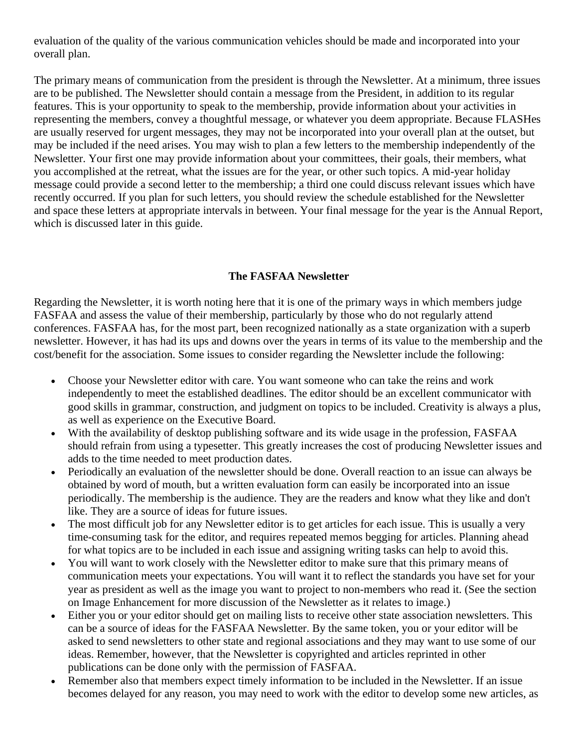evaluation of the quality of the various communication vehicles should be made and incorporated into your overall plan.

The primary means of communication from the president is through the Newsletter. At a minimum, three issues are to be published. The Newsletter should contain a message from the President, in addition to its regular features. This is your opportunity to speak to the membership, provide information about your activities in representing the members, convey a thoughtful message, or whatever you deem appropriate. Because FLASHes are usually reserved for urgent messages, they may not be incorporated into your overall plan at the outset, but may be included if the need arises. You may wish to plan a few letters to the membership independently of the Newsletter. Your first one may provide information about your committees, their goals, their members, what you accomplished at the retreat, what the issues are for the year, or other such topics. A mid-year holiday message could provide a second letter to the membership; a third one could discuss relevant issues which have recently occurred. If you plan for such letters, you should review the schedule established for the Newsletter and space these letters at appropriate intervals in between. Your final message for the year is the Annual Report, which is discussed later in this guide.

## The FASFAA Newsletter

Regarding the Newsletter, it is worth noting here that it is one of the primary ways in which members judge FASFAA and assess the value of their membership, particularly by those who do not regularly attend conferences. FASFAA has, for the most part, been recognized nationally as a state organization with a superb newsletter. However, it has had its ups and downs over the years in terms of its value to the membership and the cost/benefit for the association. Some issues to consider regarding the Newsletter include the following:

- Choose your Newsletter editor with care. You want someone who can take the reins and work independently to meet the established deadlines. The editor should be an excellent communicator with good skills in grammar, construction, and judgment on topics to be included. Creativity is always a plus, as well as experience on the Executive Board.
- With the availability of desktop publishing software and its wide usage in the profession, FASFAA should refrain from using a typesetter. This greatly increases the cost of producing Newsletter issues and adds to the time needed to meet production dates.
- Periodically an evaluation of the newsletter should be done. Overall reaction to an issue can always be obtained by word of mouth, but a written evaluation form can easily be incorporated into an issue periodically. The membership is the audience. They are the readers and know what they like and don't like. They are a source of ideas for future issues.
- The most difficult job for any Newsletter editor is to get articles for each issue. This is usually a very time-consuming task for the editor, and requires repeated memos begging for articles. Planning ahead for what topics are to be included in each issue and assigning writing tasks can help to avoid this.
- You will want to work closely with the Newsletter editor to make sure that this primary means of communication meets your expectations. You will want it to reflect the standards you have set for your year as president as well as the image you want to project to non-members who read it. (See the section on Image Enhancement for more discussion of the Newsletter as it relates to image.)
- Either you or your editor should get on mailing lists to receive other state association newsletters. This can be a source of ideas for the FASFAA Newsletter. By the same token, you or your editor will be asked to send newsletters to other state and regional associations and they may want to use some of our ideas. Remember, however, that the Newsletter is copyrighted and articles reprinted in other publications can be done only with the permission of FASFAA.
- Remember also that members expect timely information to be included in the Newsletter. If an issue becomes delayed for any reason, you may need to work with the editor to develop some new articles, as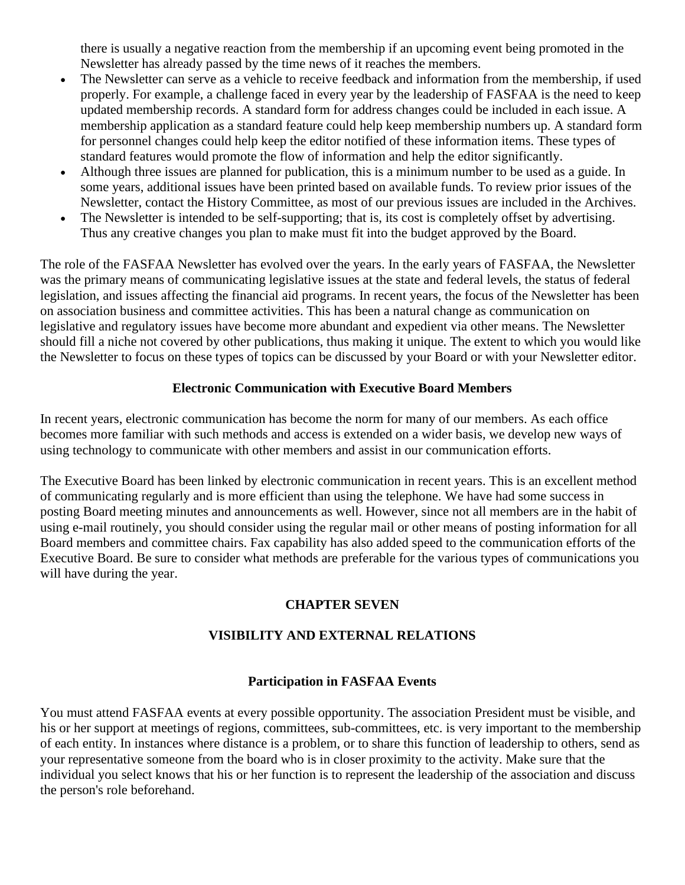there is usually a negative reaction from the membership if an upcoming event being promoted in the Newsletter has already passed by the time news of it reaches the members.

- The Newsletter can serve as a vehicle to receive feedback and information from the membership, if used properly. For example, a challenge faced in every year by the leadership of FASFAA is the need to keep updated membership records. A standard form for address changes could be included in each issue. A membership application as a standard feature could help keep membership numbers up. A standard form for personnel changes could help keep the editor notified of these information items. These types of standard features would promote the flow of information and help the editor significantly.
- Although three issues are planned for publication, this is a minimum number to be used as a guide. In some years, additional issues have been printed based on available funds. To review prior issues of the Newsletter, contact the History Committee, as most of our previous issues are included in the Archives.
- The Newsletter is intended to be self-supporting; that is, its cost is completely offset by advertising. Thus any creative changes you plan to make must fit into the budget approved by the Board.

The role of the FASFAA Newsletter has evolved over the years. In the early years of FASFAA, the Newsletter was the primary means of communicating legislative issues at the state and federal levels, the status of federal legislation, and issues affecting the financial aid programs. In recent years, the focus of the Newsletter has been on association business and committee activities. This has been a natural change as communication on legislative and regulatory issues have become more abundant and expedient via other means. The Newsletter should fill a niche not covered by other publications, thus making it unique. The extent to which you would like the Newsletter to focus on these types of topics can be discussed by your Board or with your Newsletter editor.

### Electronic Communication with Executive Board Members

In recent years, electronic communication has become the norm for many of our members. As each office becomes more familiar with such methods and access is extended on a wider basis, we develop new ways of using technology to communicate with other members and assist in our communication efforts.

The Executive Board has been linked by electronic communication in recent years. This is an excellent method of communicating regularly and is more efficient than using the telephone. We have had some success in posting Board meeting minutes and announcements as well. However, since not all members are in the habit of using e-mail routinely, you should consider using the regular mail or other means of posting information for all Board members and committee chairs. Fax capability has also added speed to the communication efforts of the Executive Board. Be sure to consider what methods are preferable for the various types of communications you will have during the year.

## CHAPTER SEVEN

## VISIBILITY AND EXTERNAL RELATIONS

### Participation in FASFAA Events

You must attend FASFAA events at every possible opportunity. The association President must be visible, and his or her support at meetings of regions, committees, sub-committees, etc. is very important to the membership of each entity. In instances where distance is a problem, or to share this function of leadership to others, send as your representative someone from the board who is in closer proximity to the activity. Make sure that the individual you select knows that his or her function is to represent the leadership of the association and discuss the person's role beforehand.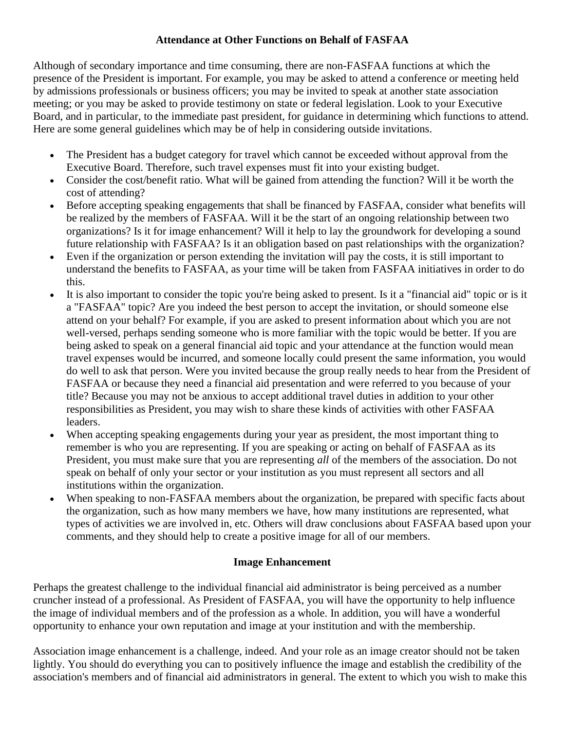## Attendance at Other Functions on Behalf of FASFAA

Although of secondary importance and time consuming, there are non-FASFAA functions at which the presence of the President is important. For example, you may be asked to attend a conference or meeting held by admissions professionals or business officers; you may be invited to speak at another state association meeting; or you may be asked to provide testimony on state or federal legislation. Look to your Executive Board, and in particular, to the immediate past president, for guidance in determining which functions to attend. Here are some general guidelines which may be of help in considering outside invitations.

- The President has a budget category for travel which cannot be exceeded without approval from the Executive Board. Therefore, such travel expenses must fit into your existing budget.
- Consider the cost/benefit ratio. What will be gained from attending the function? Will it be worth the cost of attending?
- Before accepting speaking engagements that shall be financed by FASFAA, consider what benefits will be realized by the members of FASFAA. Will it be the start of an ongoing relationship between two organizations? Is it for image enhancement? Will it help to lay the groundwork for developing a sound future relationship with FASFAA? Is it an obligation based on past relationships with the organization?
- Even if the organization or person extending the invitation will pay the costs, it is still important to understand the benefits to FASFAA, as your time will be taken from FASFAA initiatives in order to do this.
- It is also important to consider the topic you're being asked to present. Is it a "financial aid" topic or is it a "FASFAA" topic? Are you indeed the best person to accept the invitation, or should someone else attend on your behalf? For example, if you are asked to present information about which you are not well-versed, perhaps sending someone who is more familiar with the topic would be better. If you are being asked to speak on a general financial aid topic and your attendance at the function would mean travel expenses would be incurred, and someone locally could present the same information, you would do well to ask that person. Were you invited because the group really needs to hear from the President of FASFAA or because they need a financial aid presentation and were referred to you because of your title? Because you may not be anxious to accept additional travel duties in addition to your other responsibilities as President, you may wish to share these kinds of activities with other FASFAA leaders.
- When accepting speaking engagements during your year as president, the most important thing to remember is who you are representing. If you are speaking or acting on behalf of FASFAA as its President, you must make sure that you are representing *all* of the members of the association. Do not speak on behalf of only your sector or your institution as you must represent all sectors and all institutions within the organization.
- When speaking to non-FASFAA members about the organization, be prepared with specific facts about the organization, such as how many members we have, how many institutions are represented, what types of activities we are involved in, etc. Others will draw conclusions about FASFAA based upon your comments, and they should help to create a positive image for all of our members.

## Image Enhancement

Perhaps the greatest challenge to the individual financial aid administrator is being perceived as a number cruncher instead of a professional. As President of FASFAA, you will have the opportunity to help influence the image of individual members and of the profession as a whole. In addition, you will have a wonderful opportunity to enhance your own reputation and image at your institution and with the membership.

Association image enhancement is a challenge, indeed. And your role as an image creator should not be taken lightly. You should do everything you can to positively influence the image and establish the credibility of the association's members and of financial aid administrators in general. The extent to which you wish to make this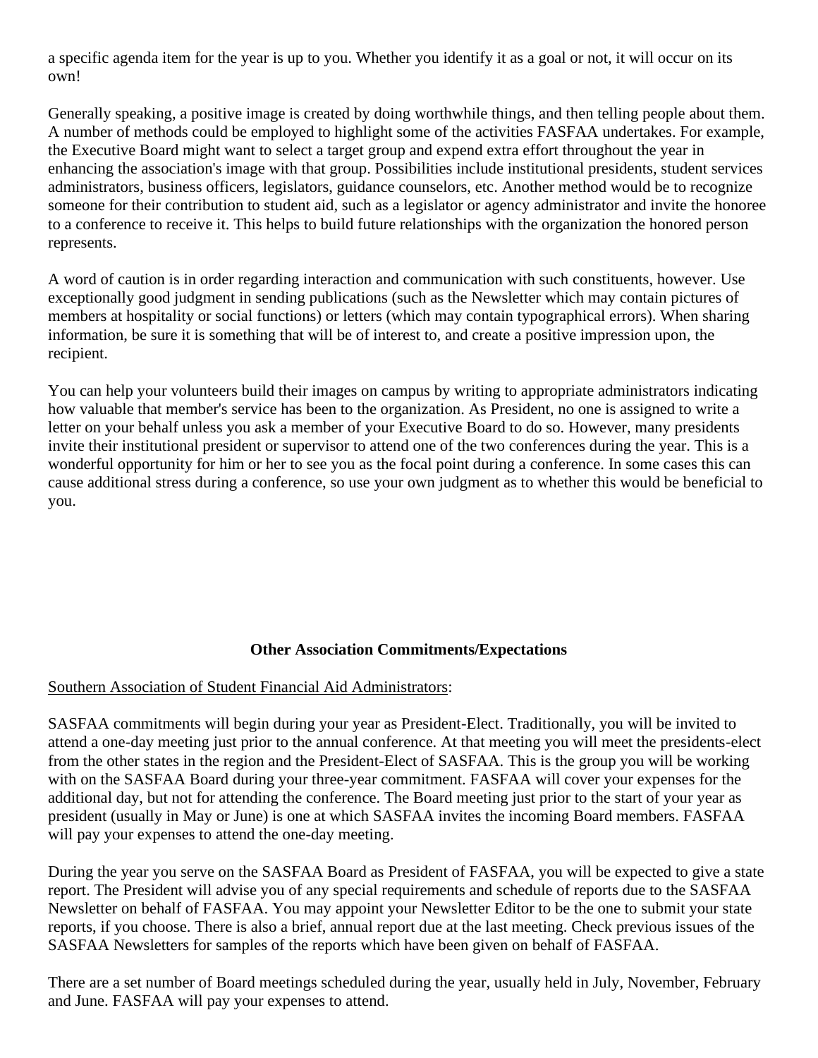a specific agenda item for the year is up to you. Whether you identify it as a goal or not, it will occur on its own!

Generally speaking, a positive image is created by doing worthwhile things, and then telling people about them. A number of methods could be employed to highlight some of the activities FASFAA undertakes. For example, the Executive Board might want to select a target group and expend extra effort throughout the year in enhancing the association's image with that group. Possibilities include institutional presidents, student services administrators, business officers, legislators, guidance counselors, etc. Another method would be to recognize someone for their contribution to student aid, such as a legislator or agency administrator and invite the honoree to a conference to receive it. This helps to build future relationships with the organization the honored person represents.

A word of caution is in order regarding interaction and communication with such constituents, however. Use exceptionally good judgment in sending publications (such as the Newsletter which may contain pictures of members at hospitality or social functions) or letters (which may contain typographical errors). When sharing information, be sure it is something that will be of interest to, and create a positive impression upon, the recipient.

You can help your volunteers build their images on campus by writing to appropriate administrators indicating how valuable that member's service has been to the organization. As President, no one is assigned to write a letter on your behalf unless you ask a member of your Executive Board to do so. However, many presidents invite their institutional president or supervisor to attend one of the two conferences during the year. This is a wonderful opportunity for him or her to see you as the focal point during a conference. In some cases this can cause additional stress during a conference, so use your own judgment as to whether this would be beneficial to you.

## Other Association Commitments/Expectations

Southern Association of Student Financial Aid Administrators:

SASFAA commitments will begin during your year as President-Elect. Traditionally, you will be invited to attend a one-day meeting just prior to the annual conference. At that meeting you will meet the presidents-elect from the other states in the region and the President-Elect of SASFAA. This is the group you will be working with on the SASFAA Board during your three-year commitment. FASFAA will cover your expenses for the additional day, but not for attending the conference. The Board meeting just prior to the start of your year as president (usually in May or June) is one at which SASFAA invites the incoming Board members. FASFAA will pay your expenses to attend the one-day meeting.

During the year you serve on the SASFAA Board as President of FASFAA, you will be expected to give a state report. The President will advise you of any special requirements and schedule of reports due to the SASFAA Newsletter on behalf of FASFAA. You may appoint your Newsletter Editor to be the one to submit your state reports, if you choose. There is also a brief, annual report due at the last meeting. Check previous issues of the SASFAA Newsletters for samples of the reports which have been given on behalf of FASFAA.

There are a set number of Board meetings scheduled during the year, usually held in July, November, February and June. FASFAA will pay your expenses to attend.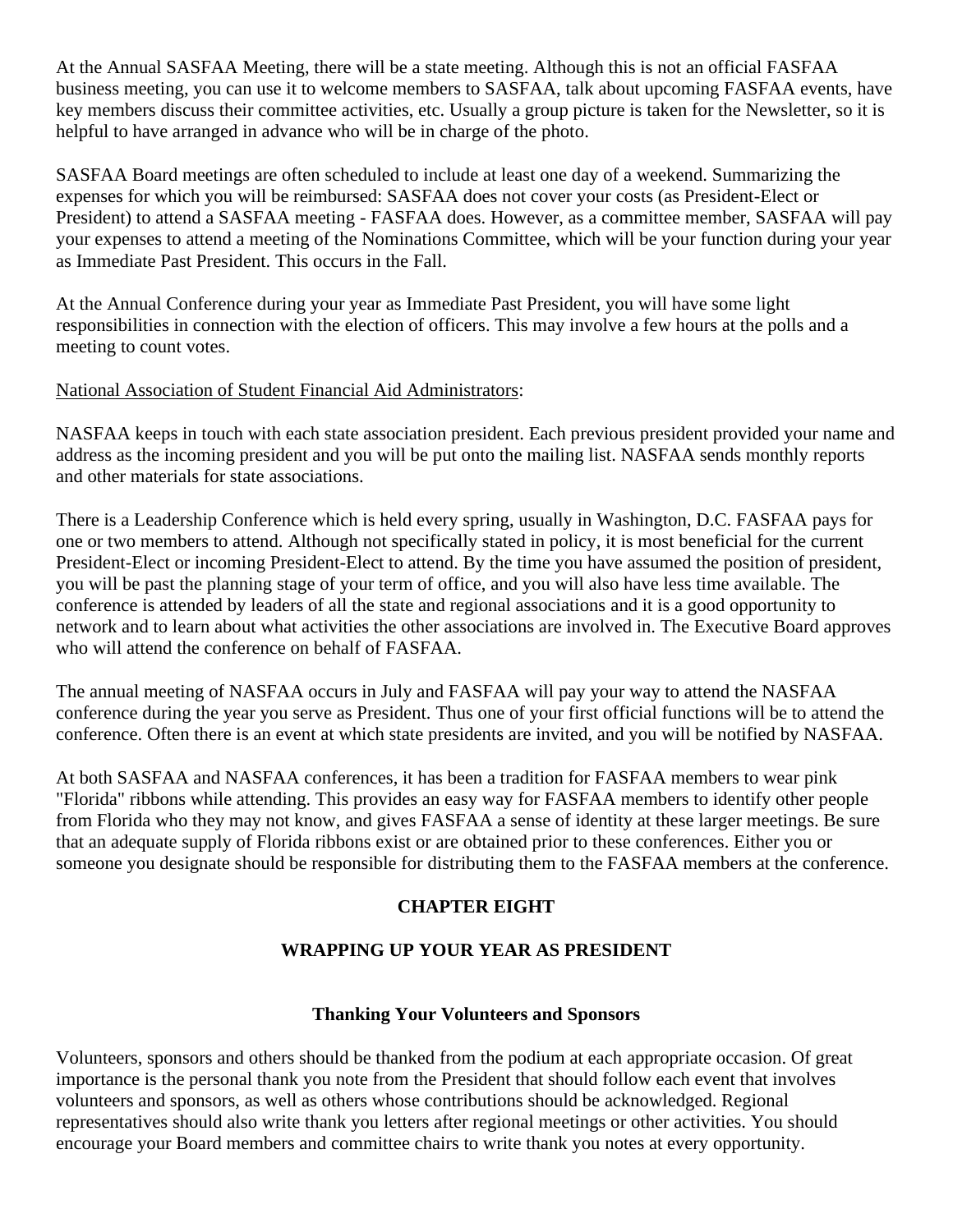At the Annual SASFAA Meeting, there will be a state meeting. Although this is not an official FASFAA business meeting, you can use it to welcome members to SASFAA, talk about upcoming FASFAA events, have key members discuss their committee activities, etc. Usually a group picture is taken for the Newsletter, so it is helpful to have arranged in advance who will be in charge of the photo.

SASFAA Board meetings are often scheduled to include at least one day of a weekend. Summarizing the expenses for which you will be reimbursed: SASFAA does not cover your costs (as President-Elect or President) to attend a SASFAA meeting - FASFAA does. However, as a committee member, SASFAA will pay your expenses to attend a meeting of the Nominations Committee, which will be your function during your year as Immediate Past President. This occurs in the Fall.

At the Annual Conference during your year as Immediate Past President, you will have some light responsibilities in connection with the election of officers. This may involve a few hours at the polls and a meeting to count votes.

<u>National Association of Student Financial Aid Administrators</u>:

NASFAA keeps in touch with each state association president. Each previous president provided your name and address as the incoming president and you will be put onto the mailing list. NASFAA sends monthly reports and other materials for state associations.

There is a Leadership Conference which is held every spring, usually in Washington, D.C. FASFAA pays for one or two members to attend. Although not specifically stated in policy, it is most beneficial for the current President-Elect or incoming President-Elect to attend. By the time you have assumed the position of president, you will be past the planning stage of your term of office, and you will also have less time available. The conference is attended by leaders of all the state and regional associations and it is a good opportunity to network and to learn about what activities the other associations are involved in. The Executive Board approves who will attend the conference on behalf of FASFAA.

The annual meeting of NASFAA occurs in July and FASFAA will pay your way to attend the NASFAA conference during the year you serve as President. Thus one of your first official functions will be to attend the conference. Often there is an event at which state presidents are invited, and you will be notified by NASFAA.

At both SASFAA and NASFAA conferences, it has been a tradition for FASFAA members to wear pink "Florida" ribbons while attending. This provides an easy way for FASFAA members to identify other people from Florida who they may not know, and gives FASFAA a sense of identity at these larger meetings. Be sure that an adequate supply of Florida ribbons exist or are obtained prior to these conferences. Either you or someone you designate should be responsible for distributing them to the FASFAA members at the conference.

# CHAPTER EIGHT

# WRAPPING UP YOUR YEAR AS PRESIDENT

## Thanking Your Volunteers and Sponsors

Volunteers, sponsors and others should be thanked from the podium at each appropriate occasion. Of great importance is the personal thank you note from the President that should follow each event that involves volunteers and sponsors, as well as others whose contributions should be acknowledged. Regional representatives should also write thank you letters after regional meetings or other activities. You should encourage your Board members and committee chairs to write thank you notes at every opportunity.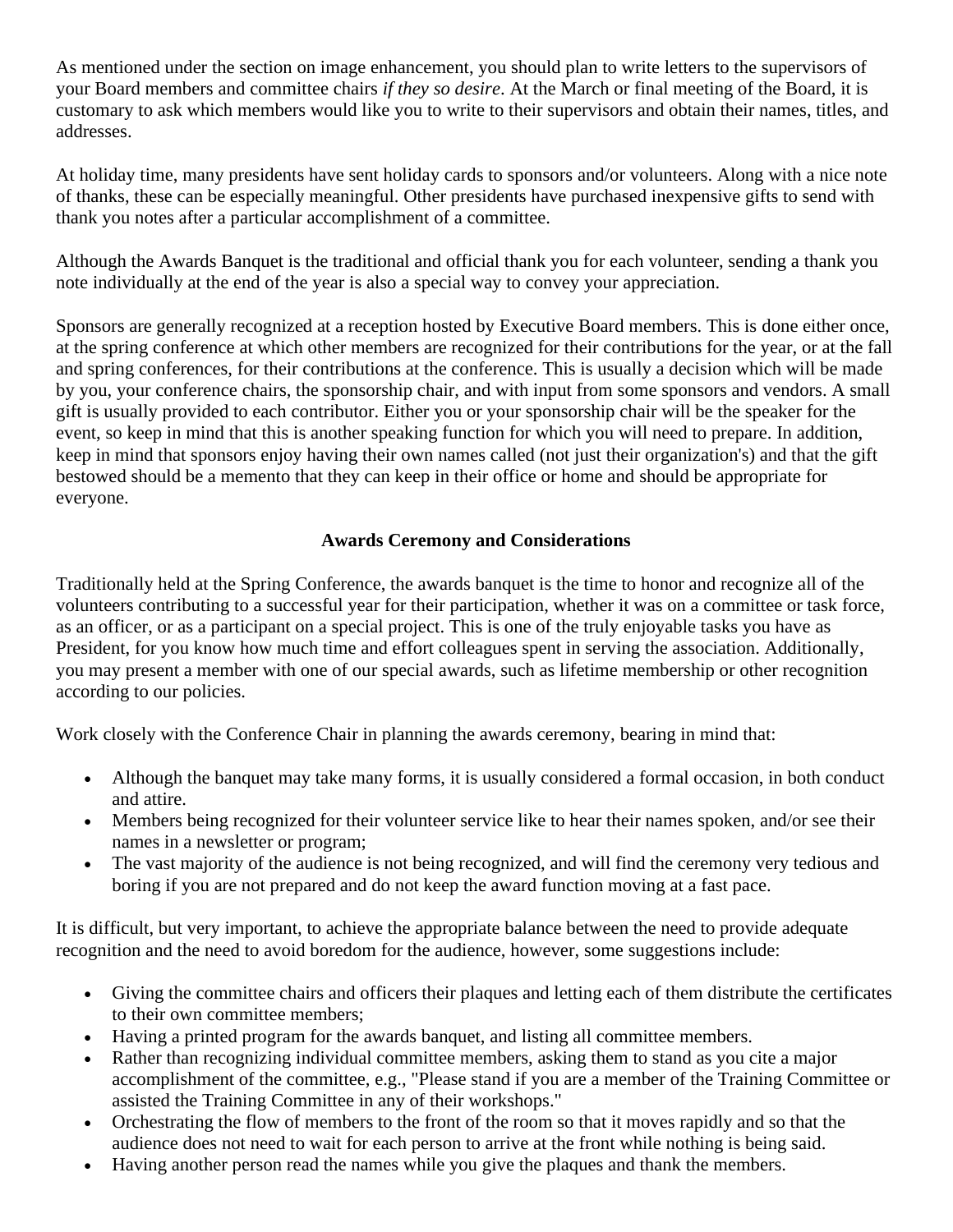As mentioned under the section on image enhancement, you should plan to write letters to the supervisors of your Board members and committee chairs *if they so desire*. At the March or final meeting of the Board, it is customary to ask which members would like you to write to their supervisors and obtain their names, titles, and addresses.

At holiday time, many presidents have sent holiday cards to sponsors and/or volunteers. Along with a nice note of thanks, these can be especially meaningful. Other presidents have purchased inexpensive gifts to send with thank you notes after a particular accomplishment of a committee.

Although the Awards Banquet is the traditional and official thank you for each volunteer, sending a thank you note individually at the end of the year is also a special way to convey your appreciation.

Sponsors are generally recognized at a reception hosted by Executive Board members. This is done either once, at the spring conference at which other members are recognized for their contributions for the year, or at the fall and spring conferences, for their contributions at the conference. This is usually a decision which will be made by you, your conference chairs, the sponsorship chair, and with input from some sponsors and vendors. A small gift is usually provided to each contributor. Either you or your sponsorship chair will be the speaker for the event, so keep in mind that this is another speaking function for which you will need to prepare. In addition, keep in mind that sponsors enjoy having their own names called (not just their organization's) and that the gift bestowed should be a memento that they can keep in their office or home and should be appropriate for everyone.

### Awards Ceremony and Considerations

Traditionally held at the Spring Conference, the awards banquet is the time to honor and recognize all of the volunteers contributing to a successful year for their participation, whether it was on a committee or task force, as an officer, or as a participant on a special project. This is one of the truly enjoyable tasks you have as President, for you know how much time and effort colleagues spent in serving the association. Additionally, you may present a member with one of our special awards, such as lifetime membership or other recognition according to our policies.

Work closely with the Conference Chair in planning the awards ceremony, bearing in mind that:

- Although the banquet may take many forms, it is usually considered a formal occasion, in both conduct and attire.
- Members being recognized for their volunteer service like to hear their names spoken, and/or see their names in a newsletter or program;
- The vast majority of the audience is not being recognized, and will find the ceremony very tedious and boring if you are not prepared and do not keep the award function moving at a fast pace.

It is difficult, but very important, to achieve the appropriate balance between the need to provide adequate recognition and the need to avoid boredom for the audience, however, some suggestions include:

- Giving the committee chairs and officers their plaques and letting each of them distribute the certificates to their own committee members;
- Having a printed program for the awards banquet, and listing all committee members.
- Rather than recognizing individual committee members, asking them to stand as you cite a major accomplishment of the committee, e.g., "Please stand if you are a member of the Training Committee or assisted the Training Committee in any of their workshops."
- Orchestrating the flow of members to the front of the room so that it moves rapidly and so that the audience does not need to wait for each person to arrive at the front while nothing is being said.
- Having another person read the names while you give the plaques and thank the members.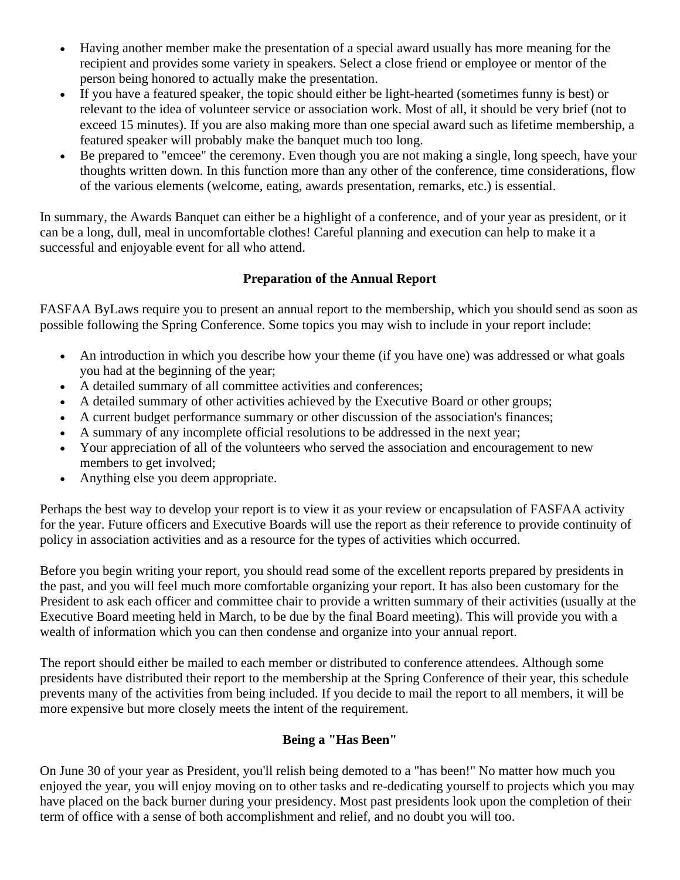- Having another member make the presentation of a special award usually has more meaning for the recipient and provides some variety in speakers. Select a close friend or employee or mentor of the person being honored to actually make the presentation.
- If you have a featured speaker, the topic should either be light-hearted (sometimes funny is best) or relevant to the idea of volunteer service or association work. Most of all, it should be very brief (not to exceed 15 minutes). If you are also making more than one special award such as lifetime membership, a featured speaker will probably make the banquet much too long.
- Be prepared to "emcee" the ceremony. Even though you are not making a single, long speech, have your thoughts written down. In this function more than any other of the conference, time considerations, flow of the various elements (welcome, eating, awards presentation, remarks, etc.) is essential.

In summary, the Awards Banquet can either be a highlight of a conference, and of your year as president, or it can be a long, dull, meal in uncomfortable clothes! Careful planning and execution can help to make it a successful and enjoyable event for all who attend.

### Preparation of the Annual Report

FASFAA ByLaws require you to present an annual report to the membership, which you should send as soon as possible following the Spring Conference. Some topics you may wish to include in your report include:

- An introduction in which you describe how your theme (if you have one) was addressed or what goals you had at the beginning of the year;
- A detailed summary of all committee activities and conferences;
- A detailed summary of other activities achieved by the Executive Board or other groups;
- A current budget performance summary or other discussion of the association's finances;
- A summary of any incomplete official resolutions to be addressed in the next year;
- Your appreciation of all of the volunteers who served the association and encouragement to new members to get involved;
- Anything else you deem appropriate.

Perhaps the best way to develop your report is to view it as your review or encapsulation of FASFAA activity for the year. Future officers and Executive Boards will use the report as their reference to provide continuity of policy in association activities and as a resource for the types of activities which occurred.

Before you begin writing your report, you should read some of the excellent reports prepared by presidents in the past, and you will feel much more comfortable organizing your report. It has also been customary for the President to ask each officer and committee chair to provide a written summary of their activities (usually at the Executive Board meeting held in March, to be due by the final Board meeting). This will provide you with a wealth of information which you can then condense and organize into your annual report.

The report should either be mailed to each member or distributed to conference attendees. Although some presidents have distributed their report to the membership at the Spring Conference of their year, this schedule prevents many of the activities from being included. If you decide to mail the report to all members, it will be more expensive but more closely meets the intent of the requirement.

### Being a "Has Been"

On June 30 of your year as President, you'll relish being demoted to a "has been!" No matter how much you enjoyed the year, you will enjoy moving on to other tasks and re-dedicating yourself to projects which you may have placed on the back burner during your presidency. Most past presidents look upon the completion of their term of office with a sense of both accomplishment and relief, and no doubt you will too.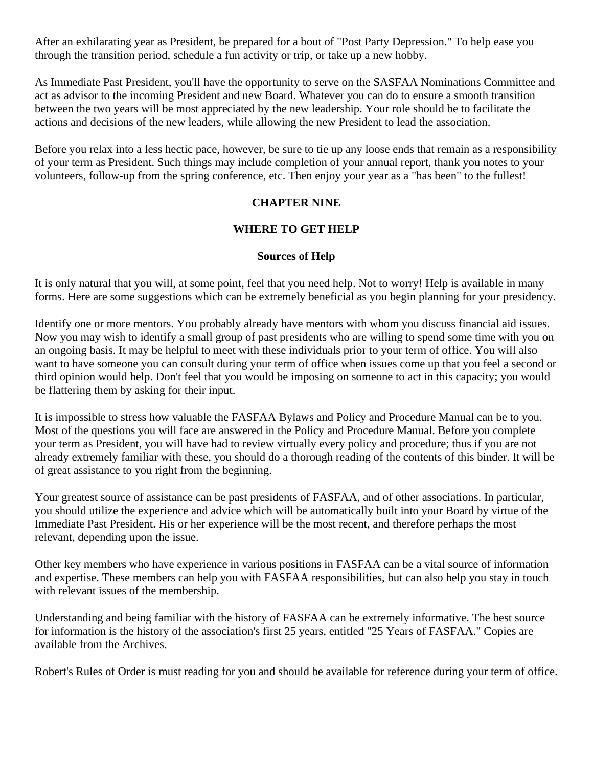After an exhilarating year as President, be prepared for a bout of "Post Party Depression." To help ease you through the transition period, schedule a fun activity or trip, or take up a new hobby.

As Immediate Past President, you'll have the opportunity to serve on the SASFAA Nominations Committee and act as advisor to the incoming President and new Board. Whatever you can do to ensure a smooth transition between the two years will be most appreciated by the new leadership. Your role should be to facilitate the actions and decisions of the new leaders, while allowing the new President to lead the association.

Before you relax into a less hectic pace, however, be sure to tie up any loose ends that remain as a responsibility of your term as President. Such things may include completion of your annual report, thank you notes to your volunteers, follow-up from the spring conference, etc. Then enjoy your year as a "has been" to the fullest!

## CHAPTER NINE

## WHERE TO GET HELP

### Sources of Help

It is only natural that you will, at some point, feel that you need help. Not to worry! Help is available in many forms. Here are some suggestions which can be extremely beneficial as you begin planning for your presidency.

Identify one or more mentors. You probably already have mentors with whom you discuss financial aid issues. Now you may wish to identify a small group of past presidents who are willing to spend some time with you on an ongoing basis. It may be helpful to meet with these individuals prior to your term of office. You will also want to have someone you can consult during your term of office when issues come up that you feel a second or third opinion would help. Don't feel that you would be imposing on someone to act in this capacity; you would be flattering them by asking for their input.

It is impossible to stress how valuable the FASFAA Bylaws and Policy and Procedure Manual can be to you. Most of the questions you will face are answered in the Policy and Procedure Manual. Before you complete your term as President, you will have had to review virtually every policy and procedure; thus if you are not already extremely familiar with these, you should do a thorough reading of the contents of this binder. It will be of great assistance to you right from the beginning.

Your greatest source of assistance can be past presidents of FASFAA, and of other associations. In particular, you should utilize the experience and advice which will be automatically built into your Board by virtue of the Immediate Past President. His or her experience will be the most recent, and therefore perhaps the most relevant, depending upon the issue.

Other key members who have experience in various positions in FASFAA can be a vital source of information and expertise. These members can help you with FASFAA responsibilities, but can also help you stay in touch with relevant issues of the membership.

Understanding and being familiar with the history of FASFAA can be extremely informative. The best source for information is the history of the association's first 25 years, entitled "25 Years of FASFAA." Copies are available from the Archives.

Robert's Rules of Order is must reading for you and should be available for reference during your term of office.